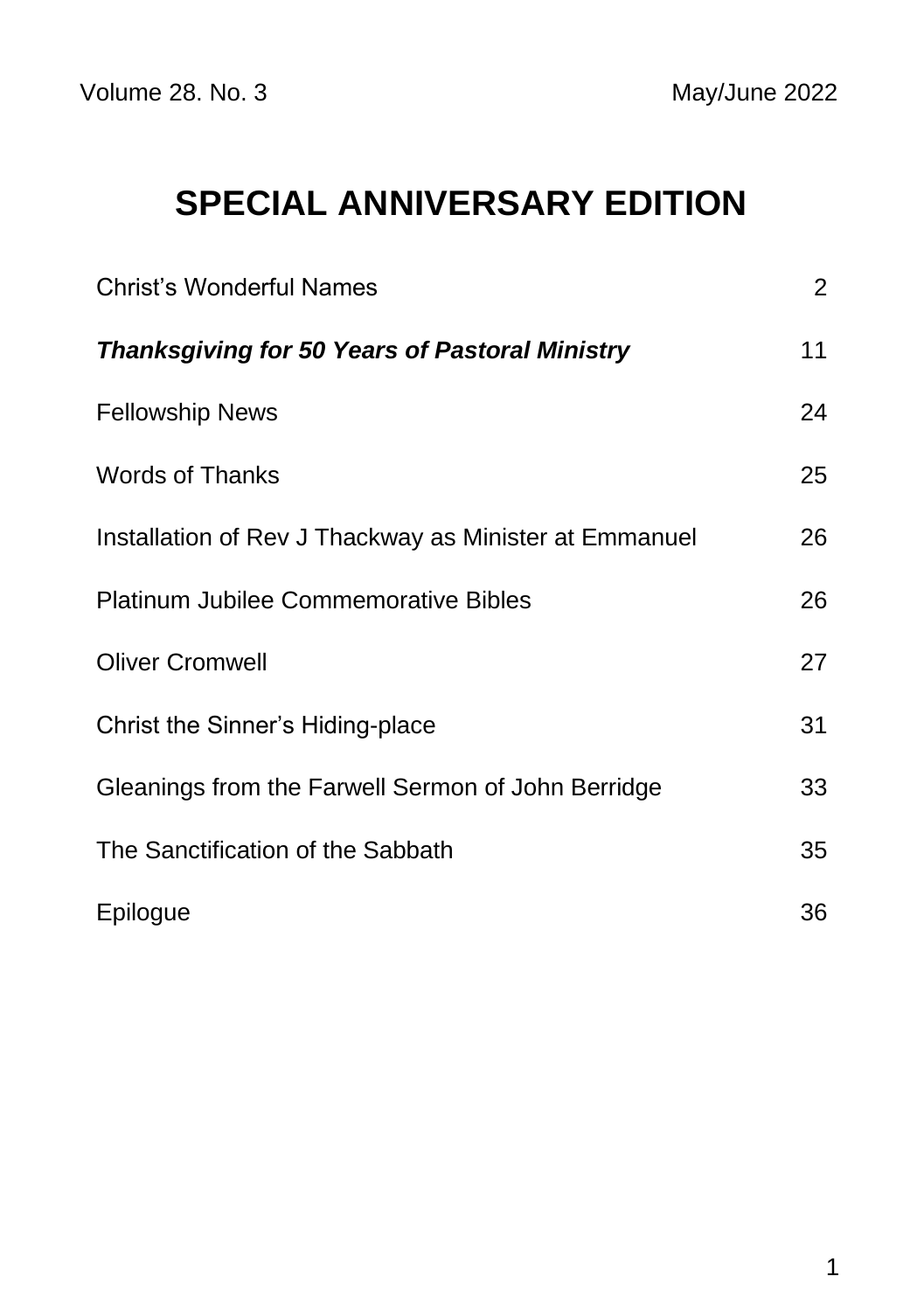Volume 28. No. 3 May/June 2022

# SPECIAL ANNIVERSARY EDITION

| | |
|---|---|
| Christ's Wonderful Names | 2 |
| ***Thanksgiving for 50 Years of Pastoral Ministry*** | 11 |
| Fellowship News | 24 |
| Words of Thanks | 25 |
| Installation of Rev J Thackway as Minister at Emmanuel | 26 |
| Platinum Jubilee Commemorative Bibles | 26 |
| Oliver Cromwell | 27 |
| Christ the Sinner's Hiding-place | 31 |
| Gleanings from the Farwell Sermon of John Berridge | 33 |
| The Sanctification of the Sabbath | 35 |
| Epilogue | 36 |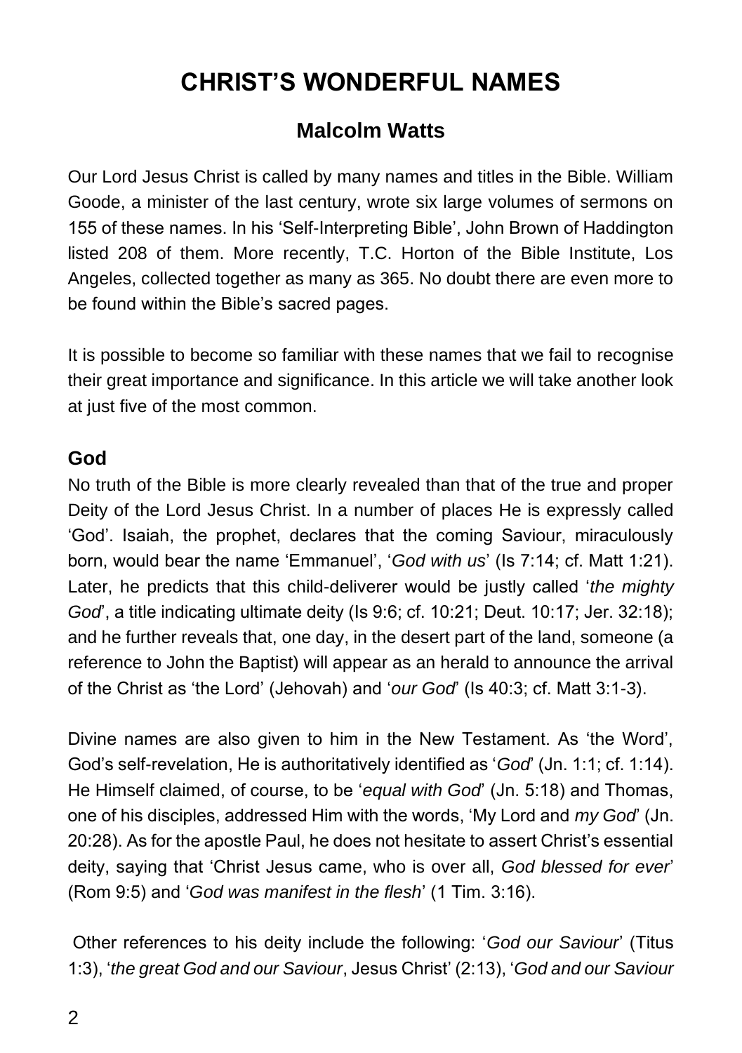# CHRIST'S WONDERFUL NAMES

## Malcolm Watts

Our Lord Jesus Christ is called by many names and titles in the Bible. William Goode, a minister of the last century, wrote six large volumes of sermons on 155 of these names. In his 'Self-Interpreting Bible', John Brown of Haddington listed 208 of them. More recently, T.C. Horton of the Bible Institute, Los Angeles, collected together as many as 365. No doubt there are even more to be found within the Bible's sacred pages.

It is possible to become so familiar with these names that we fail to recognise their great importance and significance. In this article we will take another look at just five of the most common.

### God

No truth of the Bible is more clearly revealed than that of the true and proper Deity of the Lord Jesus Christ. In a number of places He is expressly called 'God'. Isaiah, the prophet, declares that the coming Saviour, miraculously born, would bear the name 'Emmanuel', '*God with us*' (Is 7:14; cf. Matt 1:21). Later, he predicts that this child-deliverer would be justly called '*the mighty God*', a title indicating ultimate deity (Is 9:6; cf. 10:21; Deut. 10:17; Jer. 32:18); and he further reveals that, one day, in the desert part of the land, someone (a reference to John the Baptist) will appear as an herald to announce the arrival of the Christ as 'the Lord' (Jehovah) and '*our God*' (Is 40:3; cf. Matt 3:1-3).

Divine names are also given to him in the New Testament. As 'the Word', God's self-revelation, He is authoritatively identified as '*God*' (Jn. 1:1; cf. 1:14). He Himself claimed, of course, to be '*equal with God*' (Jn. 5:18) and Thomas, one of his disciples, addressed Him with the words, 'My Lord and *my God*' (Jn. 20:28). As for the apostle Paul, he does not hesitate to assert Christ's essential deity, saying that 'Christ Jesus came, who is over all, *God blessed for ever*' (Rom 9:5) and '*God was manifest in the flesh*' (1 Tim. 3:16).

Other references to his deity include the following: '*God our Saviour*' (Titus 1:3), '*the great God and our Saviour*, Jesus Christ' (2:13), '*God and our Saviour*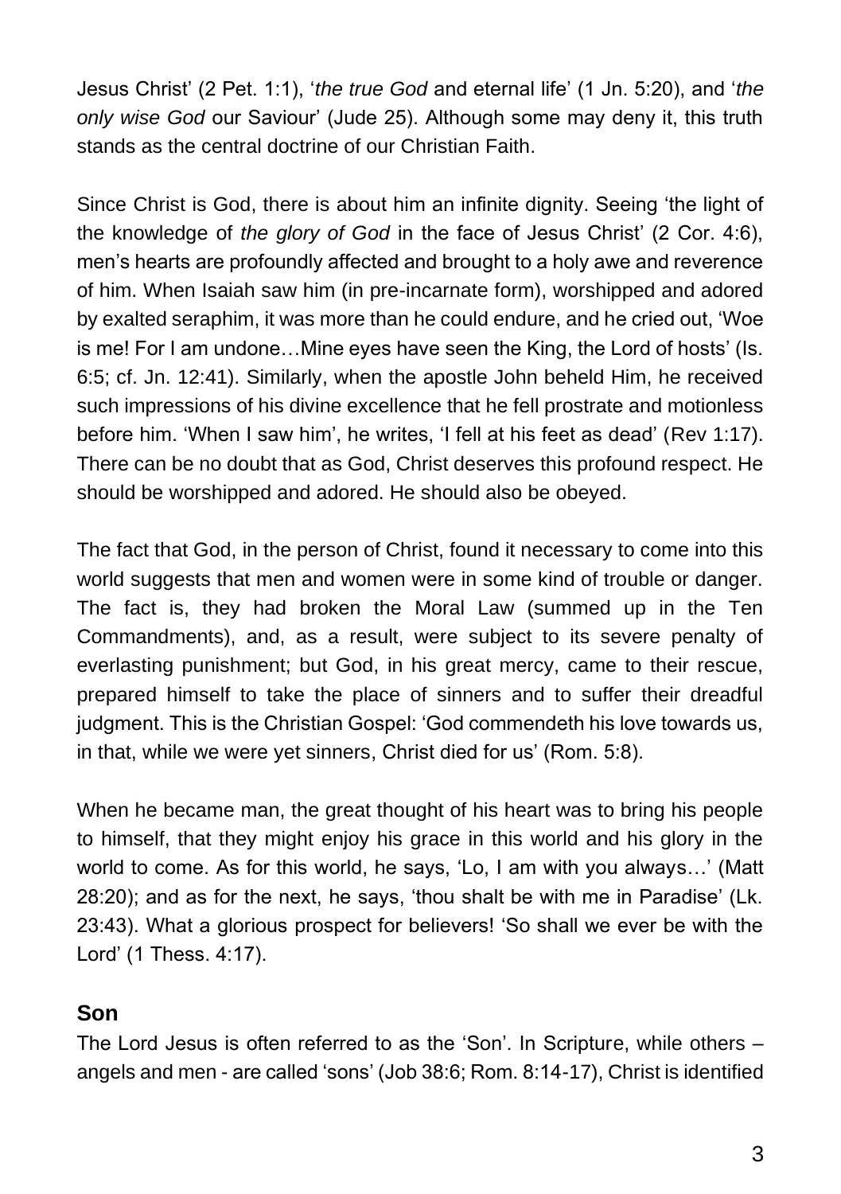Jesus Christ' (2 Pet. 1:1), '*the true God* and eternal life' (1 Jn. 5:20), and '*the only wise God* our Saviour' (Jude 25). Although some may deny it, this truth stands as the central doctrine of our Christian Faith.

Since Christ is God, there is about him an infinite dignity. Seeing 'the light of the knowledge of *the glory of God* in the face of Jesus Christ' (2 Cor. 4:6), men's hearts are profoundly affected and brought to a holy awe and reverence of him. When Isaiah saw him (in pre-incarnate form), worshipped and adored by exalted seraphim, it was more than he could endure, and he cried out, 'Woe is me! For I am undone…Mine eyes have seen the King, the Lord of hosts' (Is. 6:5; cf. Jn. 12:41). Similarly, when the apostle John beheld Him, he received such impressions of his divine excellence that he fell prostrate and motionless before him. 'When I saw him', he writes, 'I fell at his feet as dead' (Rev 1:17). There can be no doubt that as God, Christ deserves this profound respect. He should be worshipped and adored. He should also be obeyed.

The fact that God, in the person of Christ, found it necessary to come into this world suggests that men and women were in some kind of trouble or danger. The fact is, they had broken the Moral Law (summed up in the Ten Commandments), and, as a result, were subject to its severe penalty of everlasting punishment; but God, in his great mercy, came to their rescue, prepared himself to take the place of sinners and to suffer their dreadful judgment. This is the Christian Gospel: 'God commendeth his love towards us, in that, while we were yet sinners, Christ died for us' (Rom. 5:8).

When he became man, the great thought of his heart was to bring his people to himself, that they might enjoy his grace in this world and his glory in the world to come. As for this world, he says, 'Lo, I am with you always…' (Matt 28:20); and as for the next, he says, 'thou shalt be with me in Paradise' (Lk. 23:43). What a glorious prospect for believers! 'So shall we ever be with the Lord' (1 Thess. 4:17).

## Son

The Lord Jesus is often referred to as the 'Son'. In Scripture, while others – angels and men - are called 'sons' (Job 38:6; Rom. 8:14-17), Christ is identified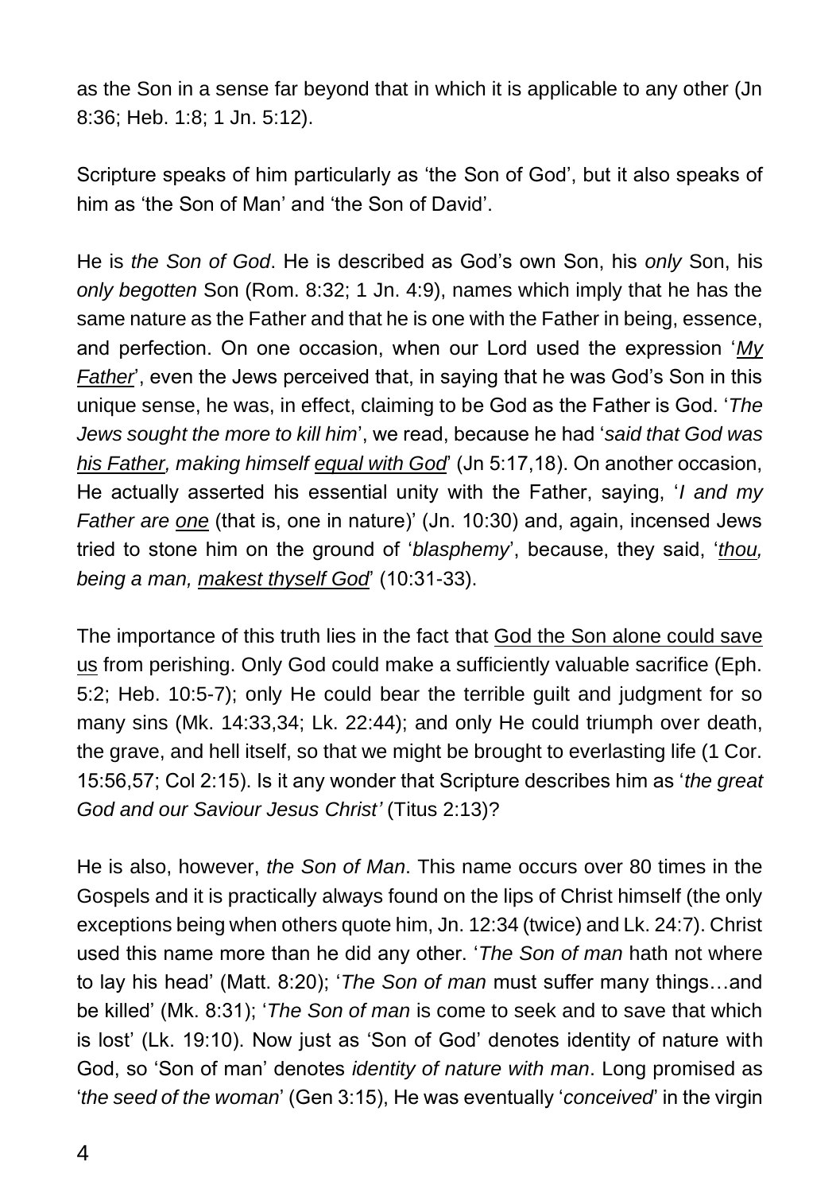as the Son in a sense far beyond that in which it is applicable to any other (Jn 8:36; Heb. 1:8; 1 Jn. 5:12).

Scripture speaks of him particularly as 'the Son of God', but it also speaks of him as 'the Son of Man' and 'the Son of David'.

He is *the Son of God*. He is described as God's own Son, his *only* Son, his *only begotten* Son (Rom. 8:32; 1 Jn. 4:9), names which imply that he has the same nature as the Father and that he is one with the Father in being, essence, and perfection. On one occasion, when our Lord used the expression '*My Father*', even the Jews perceived that, in saying that he was God's Son in this unique sense, he was, in effect, claiming to be God as the Father is God. '*The Jews sought the more to kill him*', we read, because he had '*said that God was his Father, making himself equal with God*' (Jn 5:17,18). On another occasion, He actually asserted his essential unity with the Father, saying, '*I and my Father are one* (that is, one in nature)' (Jn. 10:30) and, again, incensed Jews tried to stone him on the ground of '*blasphemy*', because, they said, '*thou, being a man, makest thyself God*' (10:31-33).

The importance of this truth lies in the fact that God the Son alone could save us from perishing. Only God could make a sufficiently valuable sacrifice (Eph. 5:2; Heb. 10:5-7); only He could bear the terrible guilt and judgment for so many sins (Mk. 14:33,34; Lk. 22:44); and only He could triumph over death, the grave, and hell itself, so that we might be brought to everlasting life (1 Cor. 15:56,57; Col 2:15). Is it any wonder that Scripture describes him as '*the great God and our Saviour Jesus Christ'* (Titus 2:13)?

He is also, however, *the Son of Man*. This name occurs over 80 times in the Gospels and it is practically always found on the lips of Christ himself (the only exceptions being when others quote him, Jn. 12:34 (twice) and Lk. 24:7). Christ used this name more than he did any other. '*The Son of man* hath not where to lay his head' (Matt. 8:20); '*The Son of man* must suffer many things…and be killed' (Mk. 8:31); '*The Son of man* is come to seek and to save that which is lost' (Lk. 19:10). Now just as 'Son of God' denotes identity of nature with God, so 'Son of man' denotes *identity of nature with man*. Long promised as '*the seed of the woman*' (Gen 3:15), He was eventually '*conceived*' in the virgin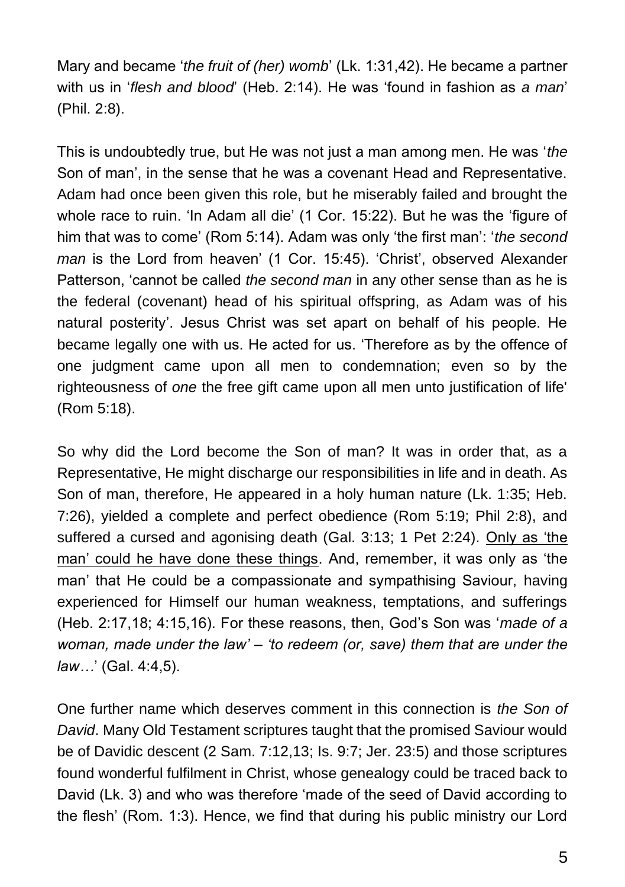Mary and became '*the fruit of (her) womb*' (Lk. 1:31,42). He became a partner with us in '*flesh and blood*' (Heb. 2:14). He was 'found in fashion as *a man*' (Phil. 2:8).

This is undoubtedly true, but He was not just a man among men. He was '*the* Son of man', in the sense that he was a covenant Head and Representative. Adam had once been given this role, but he miserably failed and brought the whole race to ruin. 'In Adam all die' (1 Cor. 15:22). But he was the 'figure of him that was to come' (Rom 5:14). Adam was only 'the first man': '*the second man* is the Lord from heaven' (1 Cor. 15:45). 'Christ', observed Alexander Patterson, 'cannot be called *the second man* in any other sense than as he is the federal (covenant) head of his spiritual offspring, as Adam was of his natural posterity'. Jesus Christ was set apart on behalf of his people. He became legally one with us. He acted for us. 'Therefore as by the offence of one judgment came upon all men to condemnation; even so by the righteousness of *one* the free gift came upon all men unto justification of life' (Rom 5:18).

So why did the Lord become the Son of man? It was in order that, as a Representative, He might discharge our responsibilities in life and in death. As Son of man, therefore, He appeared in a holy human nature (Lk. 1:35; Heb. 7:26), yielded a complete and perfect obedience (Rom 5:19; Phil 2:8), and suffered a cursed and agonising death (Gal. 3:13; 1 Pet 2:24). <u>Only as 'the man' could he have done these things</u>. And, remember, it was only as 'the man' that He could be a compassionate and sympathising Saviour, having experienced for Himself our human weakness, temptations, and sufferings (Heb. 2:17,18; 4:15,16). For these reasons, then, God's Son was '*made of a woman, made under the law' – 'to redeem (or, save) them that are under the law…*' (Gal. 4:4,5).

One further name which deserves comment in this connection is *the Son of David*. Many Old Testament scriptures taught that the promised Saviour would be of Davidic descent (2 Sam. 7:12,13; Is. 9:7; Jer. 23:5) and those scriptures found wonderful fulfilment in Christ, whose genealogy could be traced back to David (Lk. 3) and who was therefore 'made of the seed of David according to the flesh' (Rom. 1:3). Hence, we find that during his public ministry our Lord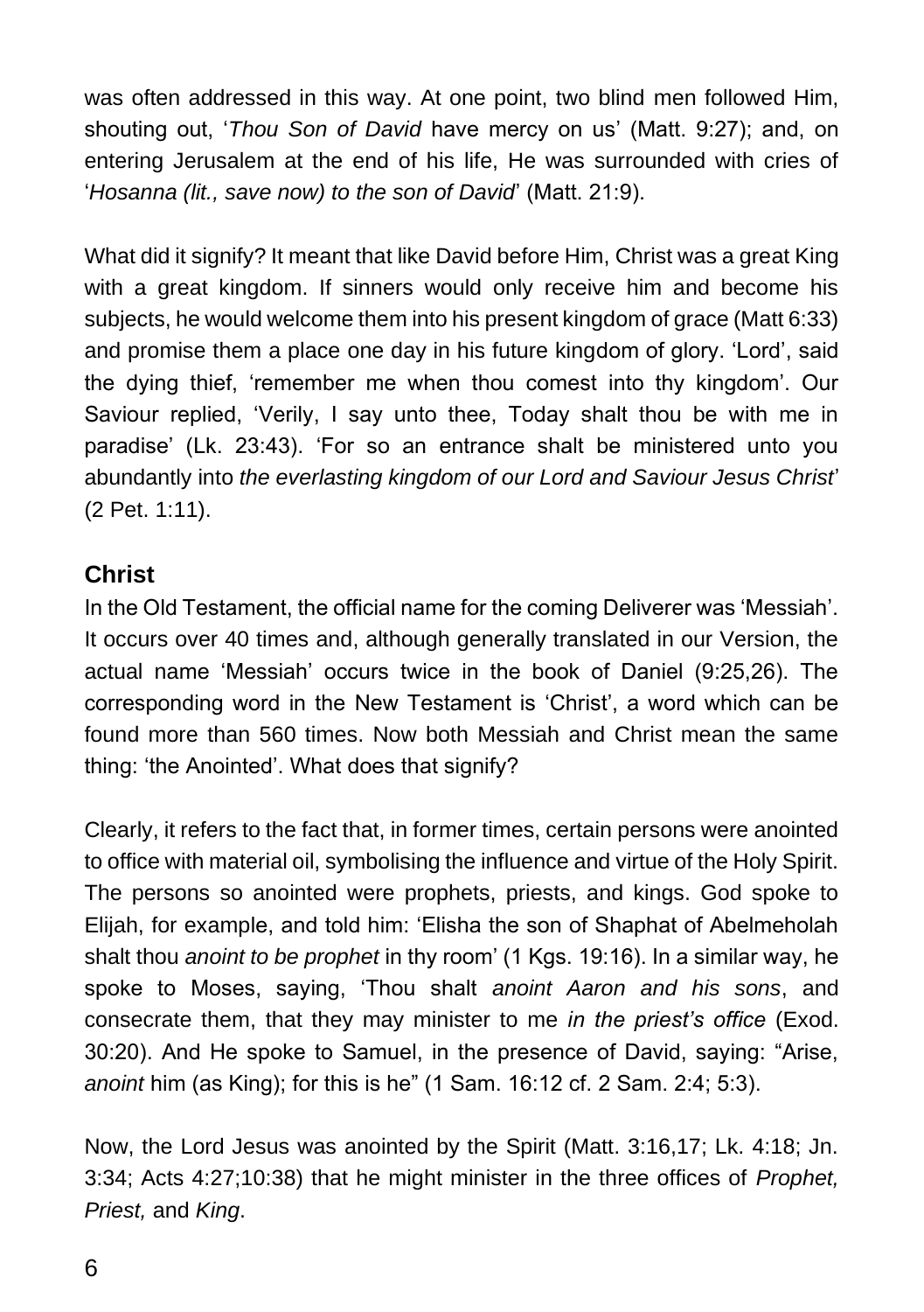was often addressed in this way. At one point, two blind men followed Him, shouting out, '*Thou Son of David* have mercy on us' (Matt. 9:27); and, on entering Jerusalem at the end of his life, He was surrounded with cries of '*Hosanna (lit., save now) to the son of David*' (Matt. 21:9).

What did it signify? It meant that like David before Him, Christ was a great King with a great kingdom. If sinners would only receive him and become his subjects, he would welcome them into his present kingdom of grace (Matt 6:33) and promise them a place one day in his future kingdom of glory. 'Lord', said the dying thief, 'remember me when thou comest into thy kingdom'. Our Saviour replied, 'Verily, I say unto thee, Today shalt thou be with me in paradise' (Lk. 23:43). 'For so an entrance shalt be ministered unto you abundantly into *the everlasting kingdom of our Lord and Saviour Jesus Christ*' (2 Pet. 1:11).

## Christ

In the Old Testament, the official name for the coming Deliverer was 'Messiah'. It occurs over 40 times and, although generally translated in our Version, the actual name 'Messiah' occurs twice in the book of Daniel (9:25,26). The corresponding word in the New Testament is 'Christ', a word which can be found more than 560 times. Now both Messiah and Christ mean the same thing: 'the Anointed'. What does that signify?

Clearly, it refers to the fact that, in former times, certain persons were anointed to office with material oil, symbolising the influence and virtue of the Holy Spirit. The persons so anointed were prophets, priests, and kings. God spoke to Elijah, for example, and told him: 'Elisha the son of Shaphat of Abelmeholah shalt thou *anoint to be prophet* in thy room' (1 Kgs. 19:16). In a similar way, he spoke to Moses, saying, 'Thou shalt *anoint Aaron and his sons*, and consecrate them, that they may minister to me *in the priest's office* (Exod. 30:20). And He spoke to Samuel, in the presence of David, saying: "Arise, *anoint* him (as King); for this is he" (1 Sam. 16:12 cf. 2 Sam. 2:4; 5:3).

Now, the Lord Jesus was anointed by the Spirit (Matt. 3:16,17; Lk. 4:18; Jn. 3:34; Acts 4:27;10:38) that he might minister in the three offices of *Prophet, Priest,* and *King*.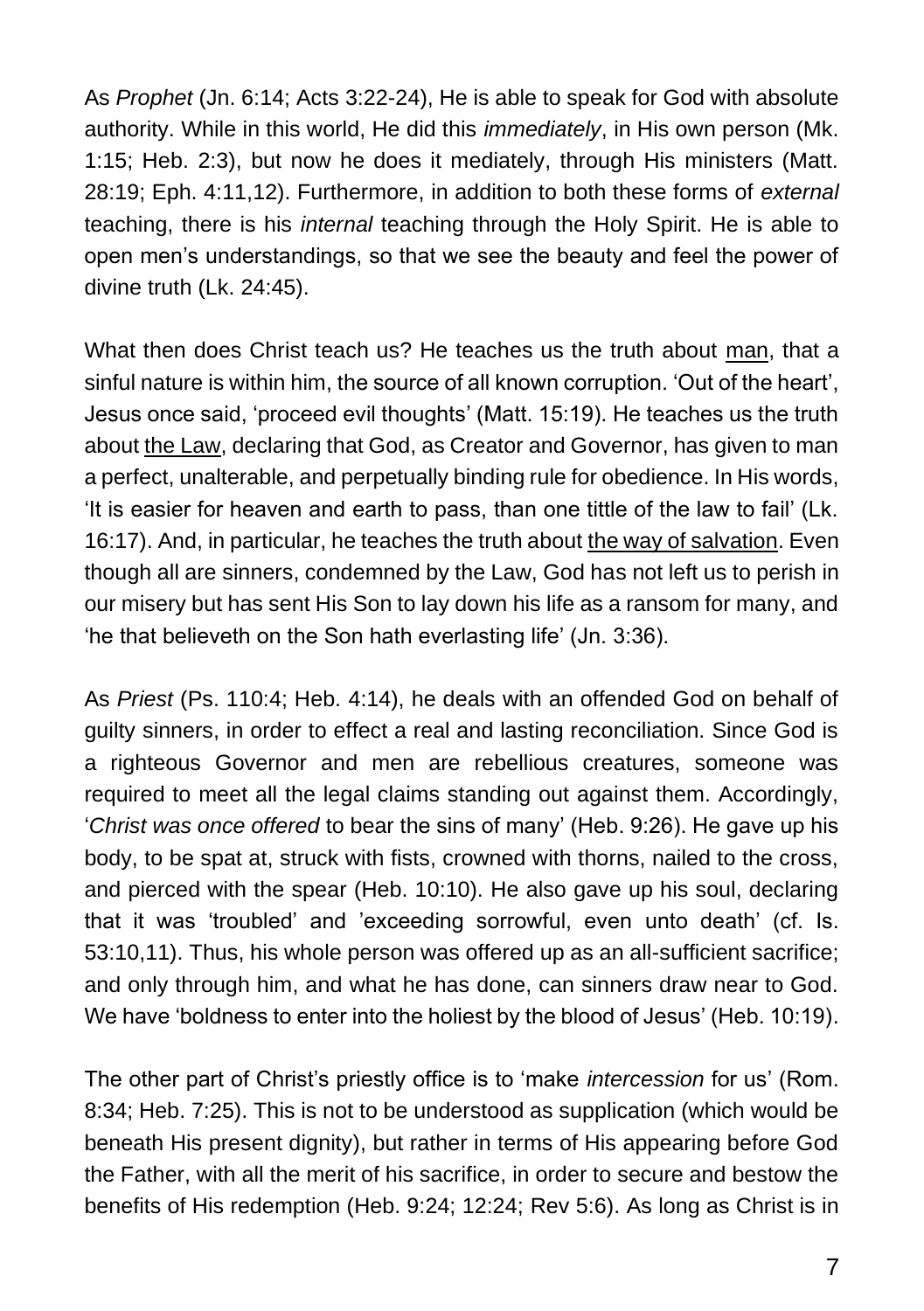As *Prophet* (Jn. 6:14; Acts 3:22-24), He is able to speak for God with absolute authority. While in this world, He did this *immediately*, in His own person (Mk. 1:15; Heb. 2:3), but now he does it mediately, through His ministers (Matt. 28:19; Eph. 4:11,12). Furthermore, in addition to both these forms of *external* teaching, there is his *internal* teaching through the Holy Spirit. He is able to open men's understandings, so that we see the beauty and feel the power of divine truth (Lk. 24:45).

What then does Christ teach us? He teaches us the truth about <u>man</u>, that a sinful nature is within him, the source of all known corruption. 'Out of the heart', Jesus once said, 'proceed evil thoughts' (Matt. 15:19). He teaches us the truth about <u>the Law</u>, declaring that God, as Creator and Governor, has given to man a perfect, unalterable, and perpetually binding rule for obedience. In His words, 'It is easier for heaven and earth to pass, than one tittle of the law to fail' (Lk. 16:17). And, in particular, he teaches the truth about <u>the way of salvation</u>. Even though all are sinners, condemned by the Law, God has not left us to perish in our misery but has sent His Son to lay down his life as a ransom for many, and 'he that believeth on the Son hath everlasting life' (Jn. 3:36).

As *Priest* (Ps. 110:4; Heb. 4:14), he deals with an offended God on behalf of guilty sinners, in order to effect a real and lasting reconciliation. Since God is a righteous Governor and men are rebellious creatures, someone was required to meet all the legal claims standing out against them. Accordingly, '*Christ was once offered* to bear the sins of many' (Heb. 9:26). He gave up his body, to be spat at, struck with fists, crowned with thorns, nailed to the cross, and pierced with the spear (Heb. 10:10). He also gave up his soul, declaring that it was 'troubled' and 'exceeding sorrowful, even unto death' (cf. Is. 53:10,11). Thus, his whole person was offered up as an all-sufficient sacrifice; and only through him, and what he has done, can sinners draw near to God. We have 'boldness to enter into the holiest by the blood of Jesus' (Heb. 10:19).

The other part of Christ's priestly office is to 'make *intercession* for us' (Rom. 8:34; Heb. 7:25). This is not to be understood as supplication (which would be beneath His present dignity), but rather in terms of His appearing before God the Father, with all the merit of his sacrifice, in order to secure and bestow the benefits of His redemption (Heb. 9:24; 12:24; Rev 5:6). As long as Christ is in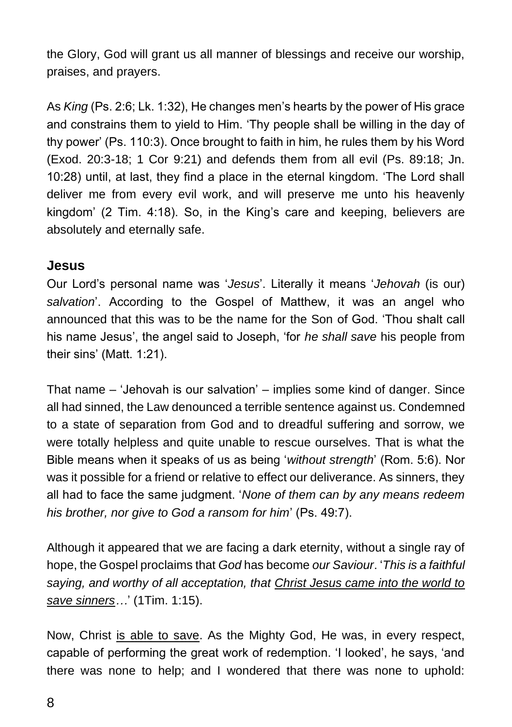the Glory, God will grant us all manner of blessings and receive our worship, praises, and prayers.

As *King* (Ps. 2:6; Lk. 1:32), He changes men's hearts by the power of His grace and constrains them to yield to Him. 'Thy people shall be willing in the day of thy power' (Ps. 110:3). Once brought to faith in him, he rules them by his Word (Exod. 20:3-18; 1 Cor 9:21) and defends them from all evil (Ps. 89:18; Jn. 10:28) until, at last, they find a place in the eternal kingdom. 'The Lord shall deliver me from every evil work, and will preserve me unto his heavenly kingdom' (2 Tim. 4:18). So, in the King's care and keeping, believers are absolutely and eternally safe.

## Jesus

Our Lord's personal name was '*Jesus*'. Literally it means '*Jehovah* (is our) *salvation*'. According to the Gospel of Matthew, it was an angel who announced that this was to be the name for the Son of God. 'Thou shalt call his name Jesus', the angel said to Joseph, 'for *he shall save* his people from their sins' (Matt. 1:21).

That name – 'Jehovah is our salvation' – implies some kind of danger. Since all had sinned, the Law denounced a terrible sentence against us. Condemned to a state of separation from God and to dreadful suffering and sorrow, we were totally helpless and quite unable to rescue ourselves. That is what the Bible means when it speaks of us as being '*without strength*' (Rom. 5:6). Nor was it possible for a friend or relative to effect our deliverance. As sinners, they all had to face the same judgment. '*None of them can by any means redeem his brother, nor give to God a ransom for him*' (Ps. 49:7).

Although it appeared that we are facing a dark eternity, without a single ray of hope, the Gospel proclaims that *God* has become *our Saviour*. '*This is a faithful saying, and worthy of all acceptation, that <u>Christ Jesus came into the world to save sinners</u>…*' (1Tim. 1:15).

Now, Christ <u>is able to save</u>. As the Mighty God, He was, in every respect, capable of performing the great work of redemption. 'I looked', he says, 'and there was none to help; and I wondered that there was none to uphold: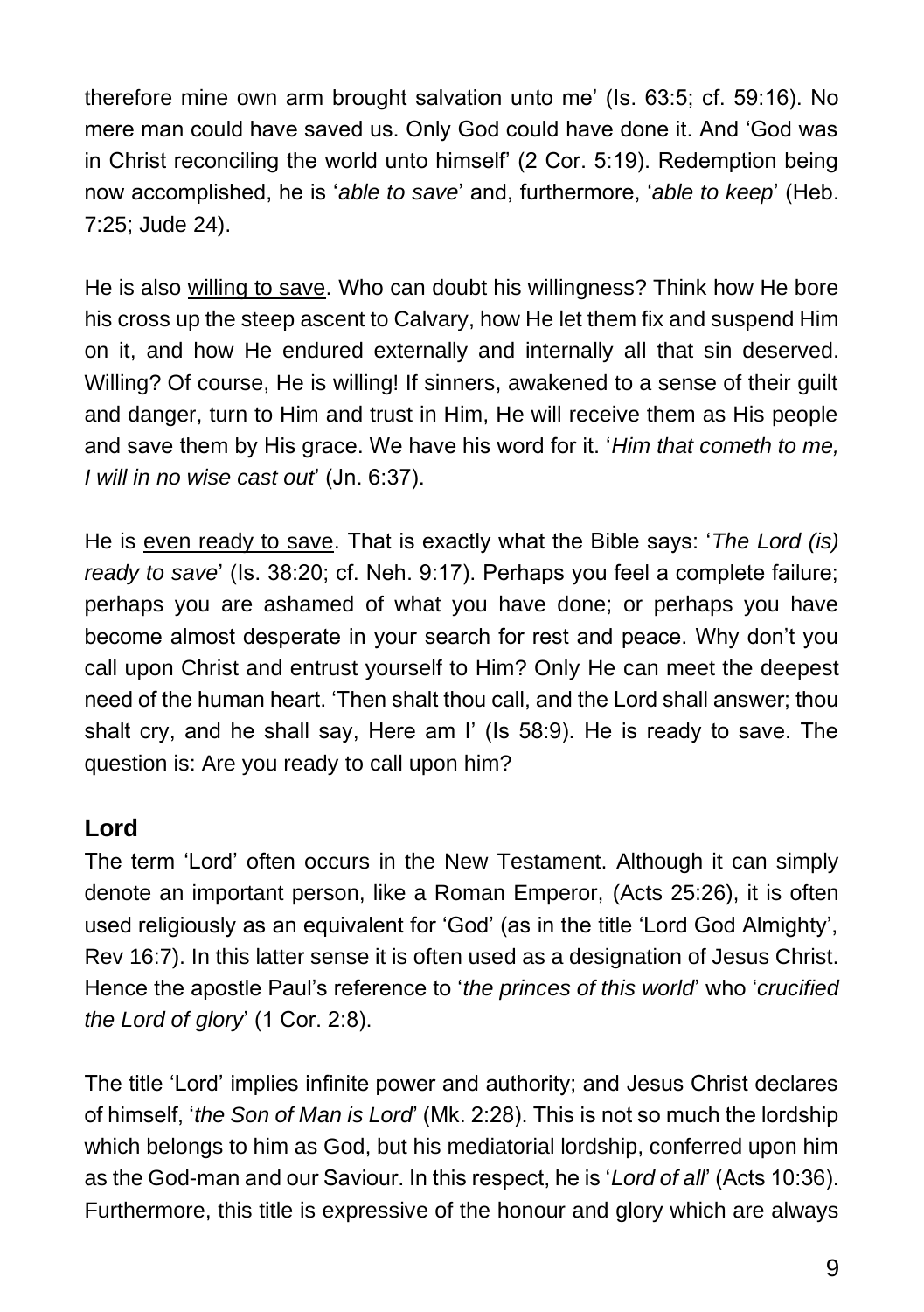therefore mine own arm brought salvation unto me' (Is. 63:5; cf. 59:16). No mere man could have saved us. Only God could have done it. And 'God was in Christ reconciling the world unto himself' (2 Cor. 5:19). Redemption being now accomplished, he is '*able to save*' and, furthermore, '*able to keep*' (Heb. 7:25; Jude 24).

He is also <u>willing to save</u>. Who can doubt his willingness? Think how He bore his cross up the steep ascent to Calvary, how He let them fix and suspend Him on it, and how He endured externally and internally all that sin deserved. Willing? Of course, He is willing! If sinners, awakened to a sense of their guilt and danger, turn to Him and trust in Him, He will receive them as His people and save them by His grace. We have his word for it. '*Him that cometh to me, I will in no wise cast out*' (Jn. 6:37).

He is <u>even ready to save</u>. That is exactly what the Bible says: '*The Lord (is) ready to save*' (Is. 38:20; cf. Neh. 9:17). Perhaps you feel a complete failure; perhaps you are ashamed of what you have done; or perhaps you have become almost desperate in your search for rest and peace. Why don't you call upon Christ and entrust yourself to Him? Only He can meet the deepest need of the human heart. 'Then shalt thou call, and the Lord shall answer; thou shalt cry, and he shall say, Here am I' (Is 58:9). He is ready to save. The question is: Are you ready to call upon him?

## Lord

The term 'Lord' often occurs in the New Testament. Although it can simply denote an important person, like a Roman Emperor, (Acts 25:26), it is often used religiously as an equivalent for 'God' (as in the title 'Lord God Almighty', Rev 16:7). In this latter sense it is often used as a designation of Jesus Christ. Hence the apostle Paul's reference to '*the princes of this world*' who '*crucified the Lord of glory*' (1 Cor. 2:8).

The title 'Lord' implies infinite power and authority; and Jesus Christ declares of himself, '*the Son of Man is Lord*' (Mk. 2:28). This is not so much the lordship which belongs to him as God, but his mediatorial lordship, conferred upon him as the God-man and our Saviour. In this respect, he is '*Lord of all*' (Acts 10:36). Furthermore, this title is expressive of the honour and glory which are always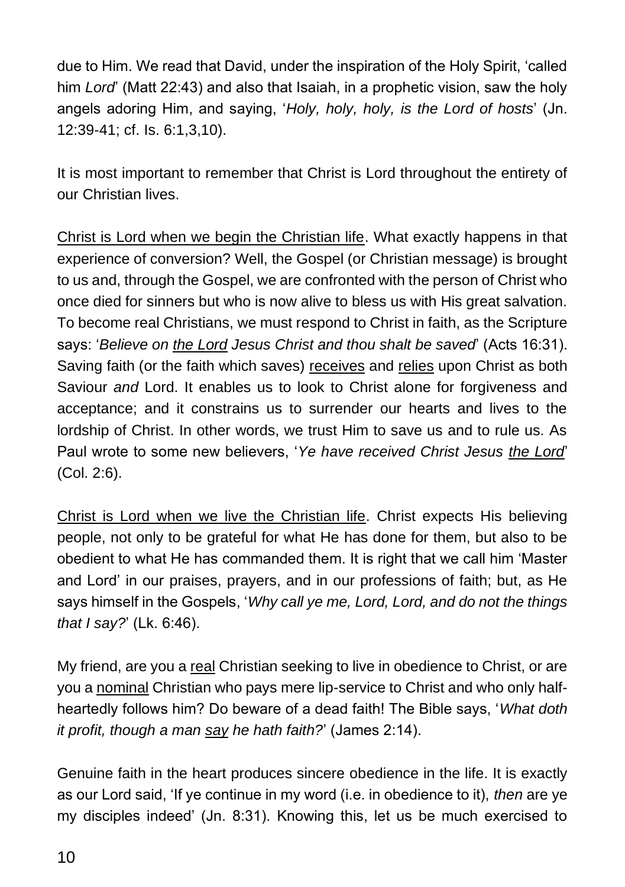due to Him. We read that David, under the inspiration of the Holy Spirit, 'called him *Lord*' (Matt 22:43) and also that Isaiah, in a prophetic vision, saw the holy angels adoring Him, and saying, '*Holy, holy, holy, is the Lord of hosts*' (Jn. 12:39-41; cf. Is. 6:1,3,10).

It is most important to remember that Christ is Lord throughout the entirety of our Christian lives.

<u>Christ is Lord when we begin the Christian life</u>. What exactly happens in that experience of conversion? Well, the Gospel (or Christian message) is brought to us and, through the Gospel, we are confronted with the person of Christ who once died for sinners but who is now alive to bless us with His great salvation. To become real Christians, we must respond to Christ in faith, as the Scripture says: '*Believe on <u>the Lord</u> Jesus Christ and thou shalt be saved*' (Acts 16:31). Saving faith (or the faith which saves) <u>receives</u> and <u>relies</u> upon Christ as both Saviour *and* Lord. It enables us to look to Christ alone for forgiveness and acceptance; and it constrains us to surrender our hearts and lives to the lordship of Christ. In other words, we trust Him to save us and to rule us. As Paul wrote to some new believers, '*Ye have received Christ Jesus <u>the Lord</u>*' (Col. 2:6).

<u>Christ is Lord when we live the Christian life</u>. Christ expects His believing people, not only to be grateful for what He has done for them, but also to be obedient to what He has commanded them. It is right that we call him 'Master and Lord' in our praises, prayers, and in our professions of faith; but, as He says himself in the Gospels, '*Why call ye me, Lord, Lord, and do not the things that I say?*' (Lk. 6:46).

My friend, are you a <u>real</u> Christian seeking to live in obedience to Christ, or are you a <u>nominal</u> Christian who pays mere lip-service to Christ and who only half-heartedly follows him? Do beware of a dead faith! The Bible says, '*What doth it profit, though a man <u>say</u> he hath faith?*' (James 2:14).

Genuine faith in the heart produces sincere obedience in the life. It is exactly as our Lord said, 'If ye continue in my word (i.e. in obedience to it), *then* are ye my disciples indeed' (Jn. 8:31). Knowing this, let us be much exercised to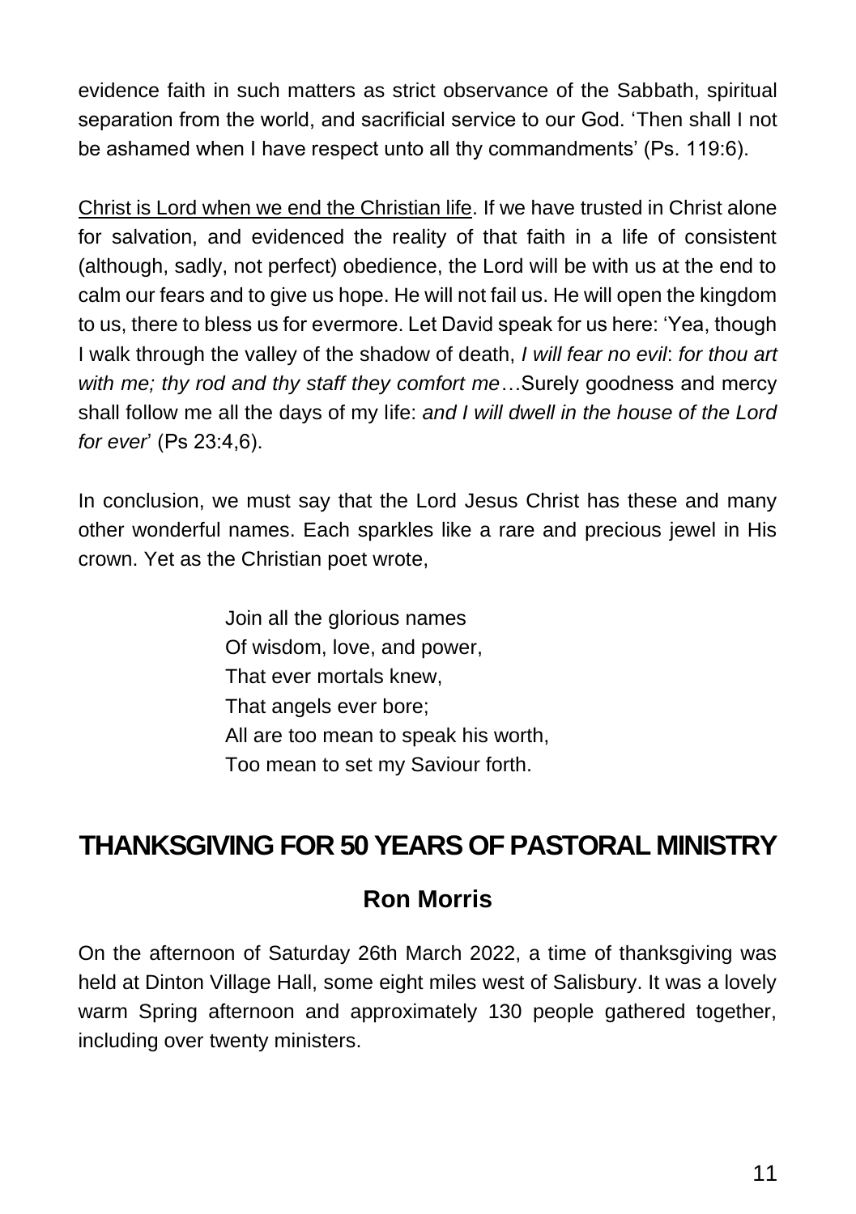evidence faith in such matters as strict observance of the Sabbath, spiritual separation from the world, and sacrificial service to our God. 'Then shall I not be ashamed when I have respect unto all thy commandments' (Ps. 119:6).

<u>Christ is Lord when we end the Christian life</u>. If we have trusted in Christ alone for salvation, and evidenced the reality of that faith in a life of consistent (although, sadly, not perfect) obedience, the Lord will be with us at the end to calm our fears and to give us hope. He will not fail us. He will open the kingdom to us, there to bless us for evermore. Let David speak for us here: 'Yea, though I walk through the valley of the shadow of death, *I will fear no evil*: *for thou art with me; thy rod and thy staff they comfort me*…Surely goodness and mercy shall follow me all the days of my life: *and I will dwell in the house of the Lord for ever*' (Ps 23:4,6).

In conclusion, we must say that the Lord Jesus Christ has these and many other wonderful names. Each sparkles like a rare and precious jewel in His crown. Yet as the Christian poet wrote,

> Join all the glorious names
> Of wisdom, love, and power,
> That ever mortals knew,
> That angels ever bore;
> All are too mean to speak his worth,
> Too mean to set my Saviour forth.

## THANKSGIVING FOR 50 YEARS OF PASTORAL MINISTRY

### Ron Morris

On the afternoon of Saturday 26th March 2022, a time of thanksgiving was held at Dinton Village Hall, some eight miles west of Salisbury. It was a lovely warm Spring afternoon and approximately 130 people gathered together, including over twenty ministers.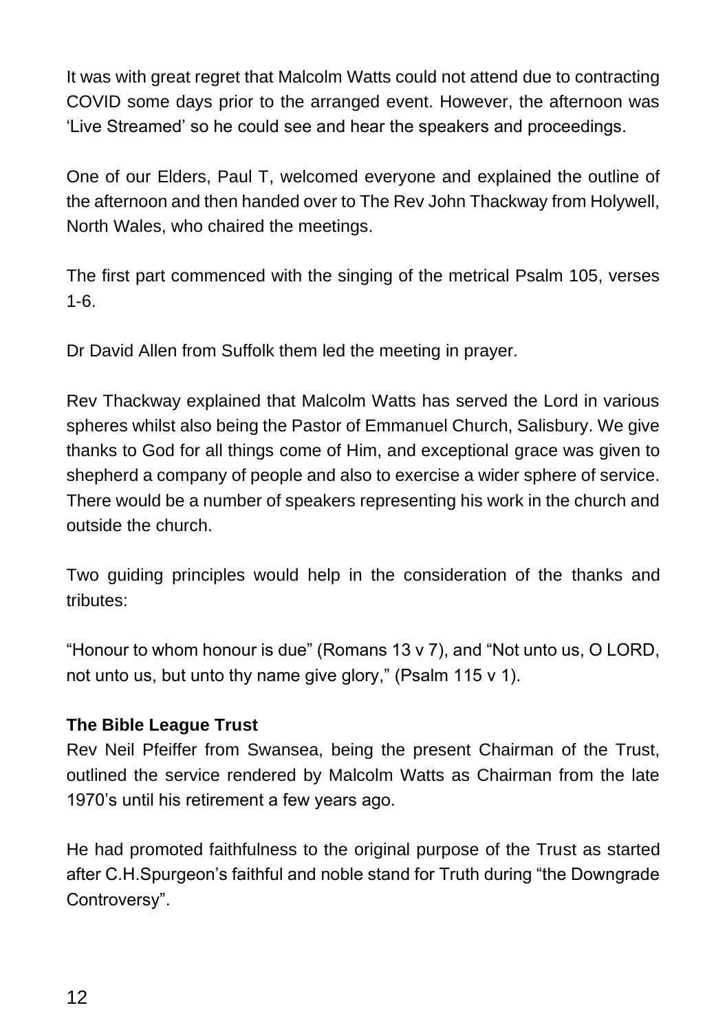It was with great regret that Malcolm Watts could not attend due to contracting COVID some days prior to the arranged event. However, the afternoon was 'Live Streamed' so he could see and hear the speakers and proceedings.

One of our Elders, Paul T, welcomed everyone and explained the outline of the afternoon and then handed over to The Rev John Thackway from Holywell, North Wales, who chaired the meetings.

The first part commenced with the singing of the metrical Psalm 105, verses 1-6.

Dr David Allen from Suffolk them led the meeting in prayer.

Rev Thackway explained that Malcolm Watts has served the Lord in various spheres whilst also being the Pastor of Emmanuel Church, Salisbury. We give thanks to God for all things come of Him, and exceptional grace was given to shepherd a company of people and also to exercise a wider sphere of service. There would be a number of speakers representing his work in the church and outside the church.

Two guiding principles would help in the consideration of the thanks and tributes:

"Honour to whom honour is due" (Romans 13 v 7), and "Not unto us, O LORD, not unto us, but unto thy name give glory," (Psalm 115 v 1).

**The Bible League Trust**
Rev Neil Pfeiffer from Swansea, being the present Chairman of the Trust, outlined the service rendered by Malcolm Watts as Chairman from the late 1970's until his retirement a few years ago.

He had promoted faithfulness to the original purpose of the Trust as started after C.H.Spurgeon's faithful and noble stand for Truth during "the Downgrade Controversy".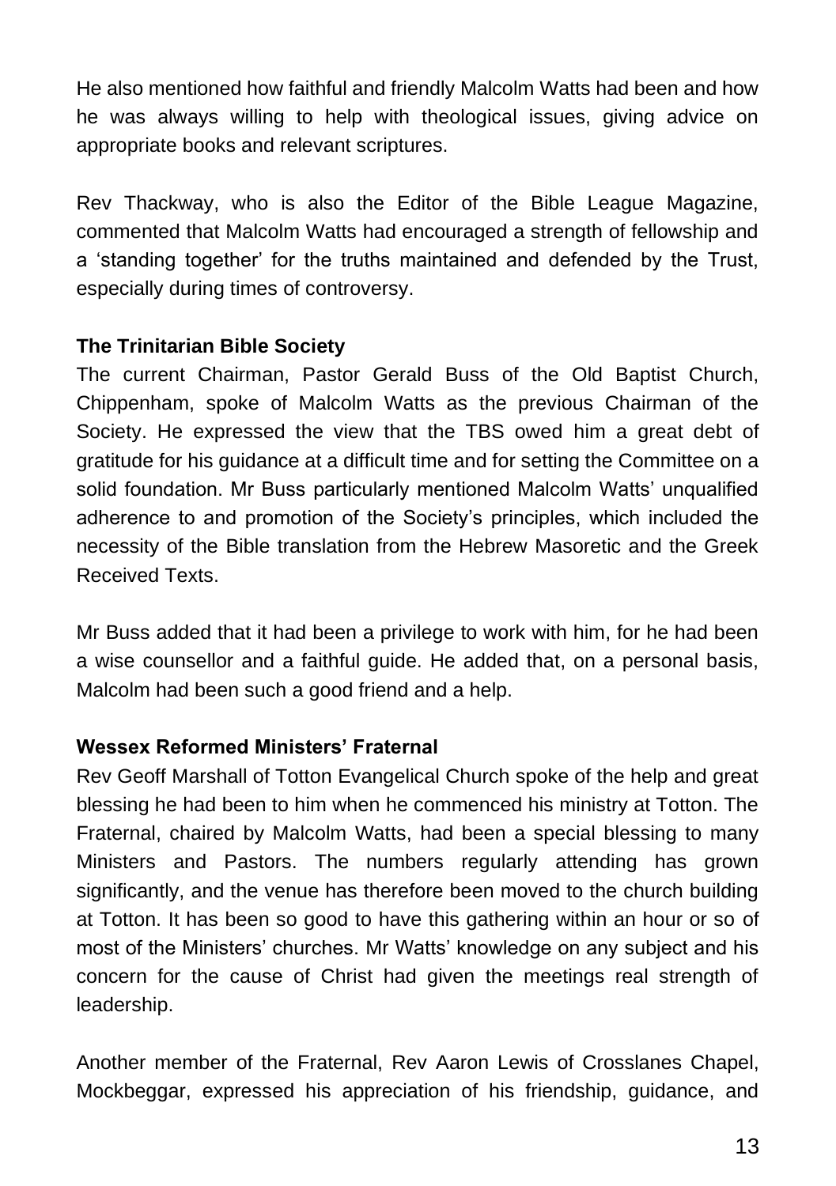He also mentioned how faithful and friendly Malcolm Watts had been and how he was always willing to help with theological issues, giving advice on appropriate books and relevant scriptures.

Rev Thackway, who is also the Editor of the Bible League Magazine, commented that Malcolm Watts had encouraged a strength of fellowship and a 'standing together' for the truths maintained and defended by the Trust, especially during times of controversy.

**The Trinitarian Bible Society**

The current Chairman, Pastor Gerald Buss of the Old Baptist Church, Chippenham, spoke of Malcolm Watts as the previous Chairman of the Society. He expressed the view that the TBS owed him a great debt of gratitude for his guidance at a difficult time and for setting the Committee on a solid foundation. Mr Buss particularly mentioned Malcolm Watts' unqualified adherence to and promotion of the Society's principles, which included the necessity of the Bible translation from the Hebrew Masoretic and the Greek Received Texts.

Mr Buss added that it had been a privilege to work with him, for he had been a wise counsellor and a faithful guide. He added that, on a personal basis, Malcolm had been such a good friend and a help.

**Wessex Reformed Ministers' Fraternal**

Rev Geoff Marshall of Totton Evangelical Church spoke of the help and great blessing he had been to him when he commenced his ministry at Totton. The Fraternal, chaired by Malcolm Watts, had been a special blessing to many Ministers and Pastors. The numbers regularly attending has grown significantly, and the venue has therefore been moved to the church building at Totton. It has been so good to have this gathering within an hour or so of most of the Ministers' churches. Mr Watts' knowledge on any subject and his concern for the cause of Christ had given the meetings real strength of leadership.

Another member of the Fraternal, Rev Aaron Lewis of Crosslanes Chapel, Mockbeggar, expressed his appreciation of his friendship, guidance, and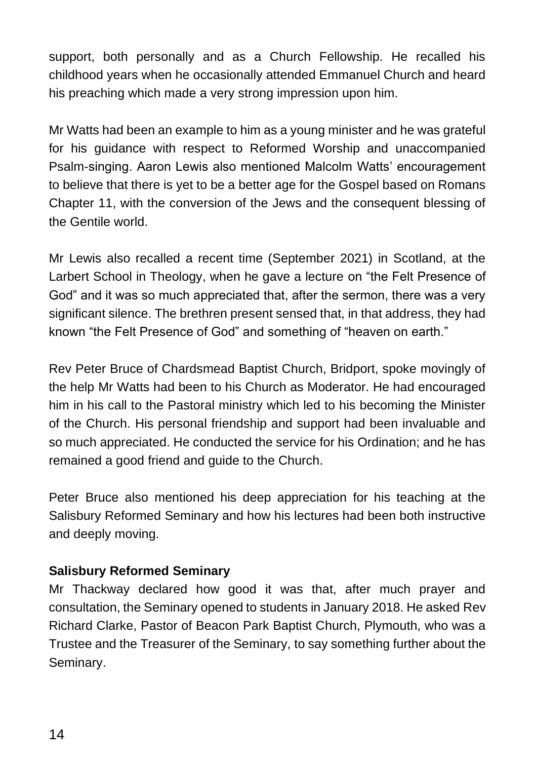support, both personally and as a Church Fellowship. He recalled his childhood years when he occasionally attended Emmanuel Church and heard his preaching which made a very strong impression upon him.

Mr Watts had been an example to him as a young minister and he was grateful for his guidance with respect to Reformed Worship and unaccompanied Psalm-singing. Aaron Lewis also mentioned Malcolm Watts' encouragement to believe that there is yet to be a better age for the Gospel based on Romans Chapter 11, with the conversion of the Jews and the consequent blessing of the Gentile world.

Mr Lewis also recalled a recent time (September 2021) in Scotland, at the Larbert School in Theology, when he gave a lecture on "the Felt Presence of God" and it was so much appreciated that, after the sermon, there was a very significant silence. The brethren present sensed that, in that address, they had known "the Felt Presence of God" and something of "heaven on earth."

Rev Peter Bruce of Chardsmead Baptist Church, Bridport, spoke movingly of the help Mr Watts had been to his Church as Moderator. He had encouraged him in his call to the Pastoral ministry which led to his becoming the Minister of the Church. His personal friendship and support had been invaluable and so much appreciated. He conducted the service for his Ordination; and he has remained a good friend and guide to the Church.

Peter Bruce also mentioned his deep appreciation for his teaching at the Salisbury Reformed Seminary and how his lectures had been both instructive and deeply moving.

**Salisbury Reformed Seminary**

Mr Thackway declared how good it was that, after much prayer and consultation, the Seminary opened to students in January 2018. He asked Rev Richard Clarke, Pastor of Beacon Park Baptist Church, Plymouth, who was a Trustee and the Treasurer of the Seminary, to say something further about the Seminary.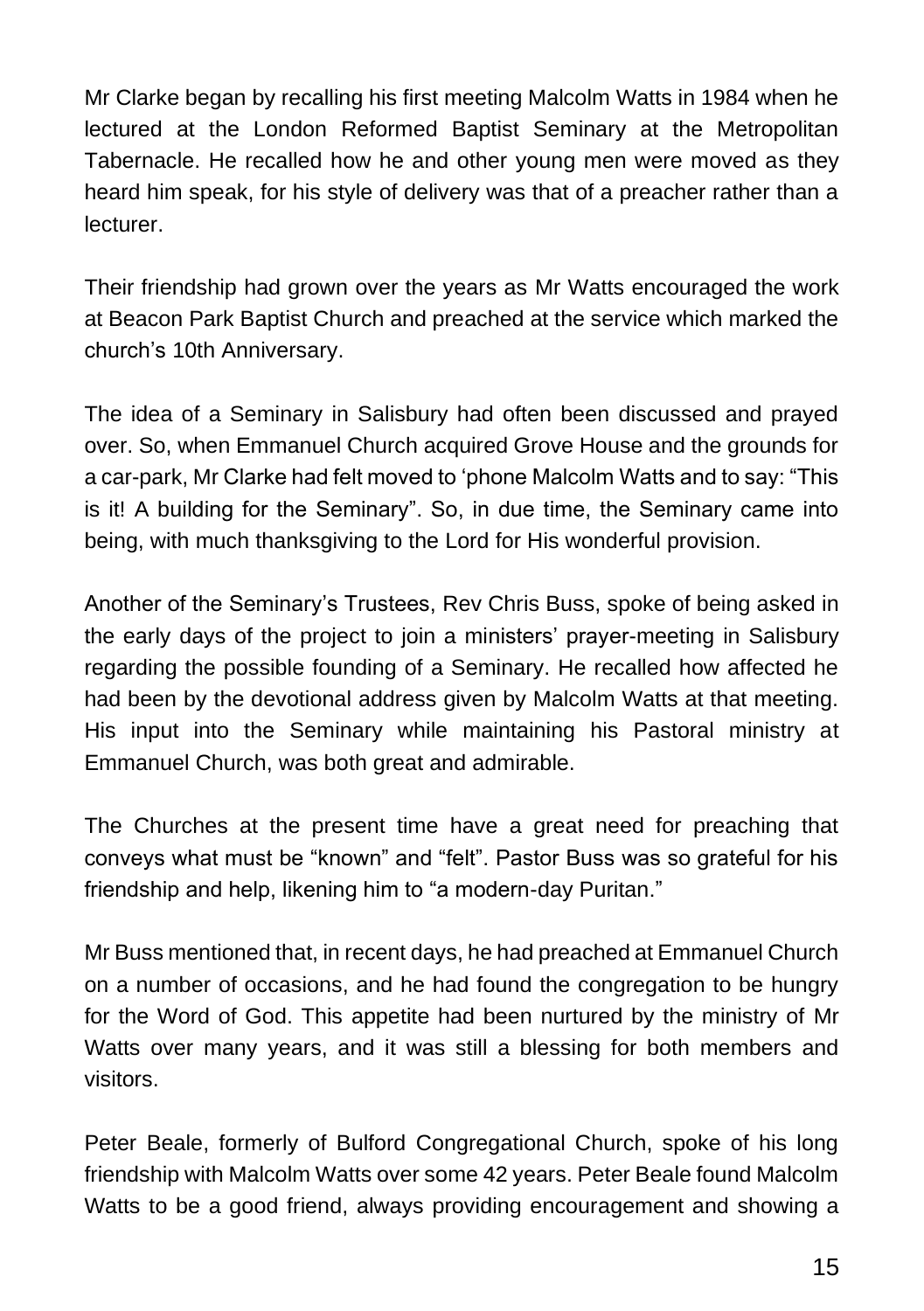Mr Clarke began by recalling his first meeting Malcolm Watts in 1984 when he lectured at the London Reformed Baptist Seminary at the Metropolitan Tabernacle. He recalled how he and other young men were moved as they heard him speak, for his style of delivery was that of a preacher rather than a lecturer.

Their friendship had grown over the years as Mr Watts encouraged the work at Beacon Park Baptist Church and preached at the service which marked the church's 10th Anniversary.

The idea of a Seminary in Salisbury had often been discussed and prayed over. So, when Emmanuel Church acquired Grove House and the grounds for a car-park, Mr Clarke had felt moved to 'phone Malcolm Watts and to say: "This is it! A building for the Seminary". So, in due time, the Seminary came into being, with much thanksgiving to the Lord for His wonderful provision.

Another of the Seminary's Trustees, Rev Chris Buss, spoke of being asked in the early days of the project to join a ministers' prayer-meeting in Salisbury regarding the possible founding of a Seminary. He recalled how affected he had been by the devotional address given by Malcolm Watts at that meeting. His input into the Seminary while maintaining his Pastoral ministry at Emmanuel Church, was both great and admirable.

The Churches at the present time have a great need for preaching that conveys what must be "known" and "felt". Pastor Buss was so grateful for his friendship and help, likening him to "a modern-day Puritan."

Mr Buss mentioned that, in recent days, he had preached at Emmanuel Church on a number of occasions, and he had found the congregation to be hungry for the Word of God. This appetite had been nurtured by the ministry of Mr Watts over many years, and it was still a blessing for both members and visitors.

Peter Beale, formerly of Bulford Congregational Church, spoke of his long friendship with Malcolm Watts over some 42 years. Peter Beale found Malcolm Watts to be a good friend, always providing encouragement and showing a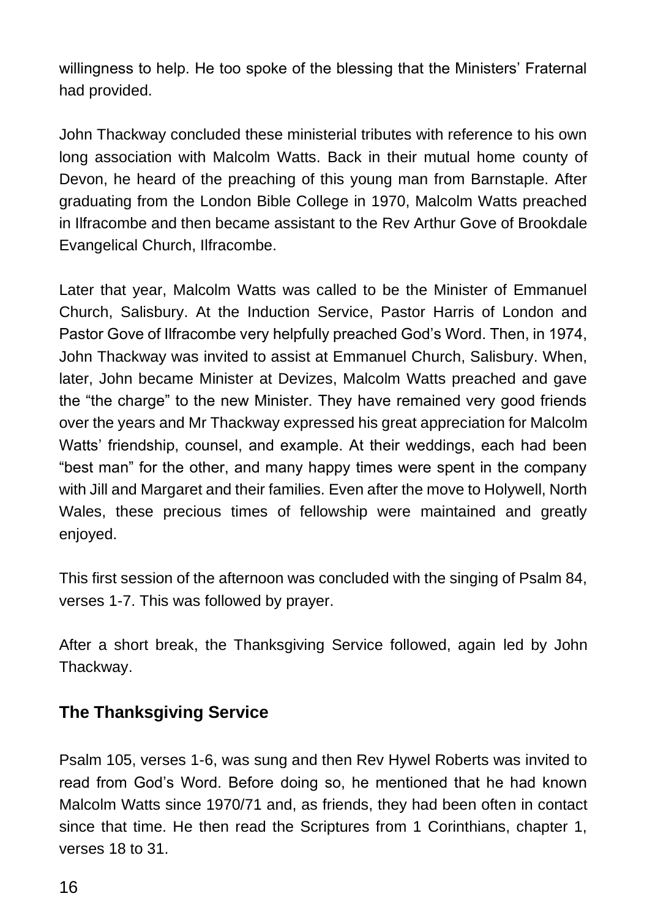willingness to help. He too spoke of the blessing that the Ministers' Fraternal had provided.

John Thackway concluded these ministerial tributes with reference to his own long association with Malcolm Watts. Back in their mutual home county of Devon, he heard of the preaching of this young man from Barnstaple. After graduating from the London Bible College in 1970, Malcolm Watts preached in Ilfracombe and then became assistant to the Rev Arthur Gove of Brookdale Evangelical Church, Ilfracombe.

Later that year, Malcolm Watts was called to be the Minister of Emmanuel Church, Salisbury. At the Induction Service, Pastor Harris of London and Pastor Gove of Ilfracombe very helpfully preached God's Word. Then, in 1974, John Thackway was invited to assist at Emmanuel Church, Salisbury. When, later, John became Minister at Devizes, Malcolm Watts preached and gave the "the charge" to the new Minister. They have remained very good friends over the years and Mr Thackway expressed his great appreciation for Malcolm Watts' friendship, counsel, and example. At their weddings, each had been "best man" for the other, and many happy times were spent in the company with Jill and Margaret and their families. Even after the move to Holywell, North Wales, these precious times of fellowship were maintained and greatly enjoyed.

This first session of the afternoon was concluded with the singing of Psalm 84, verses 1-7. This was followed by prayer.

After a short break, the Thanksgiving Service followed, again led by John Thackway.

## The Thanksgiving Service

Psalm 105, verses 1-6, was sung and then Rev Hywel Roberts was invited to read from God's Word. Before doing so, he mentioned that he had known Malcolm Watts since 1970/71 and, as friends, they had been often in contact since that time. He then read the Scriptures from 1 Corinthians, chapter 1, verses 18 to 31.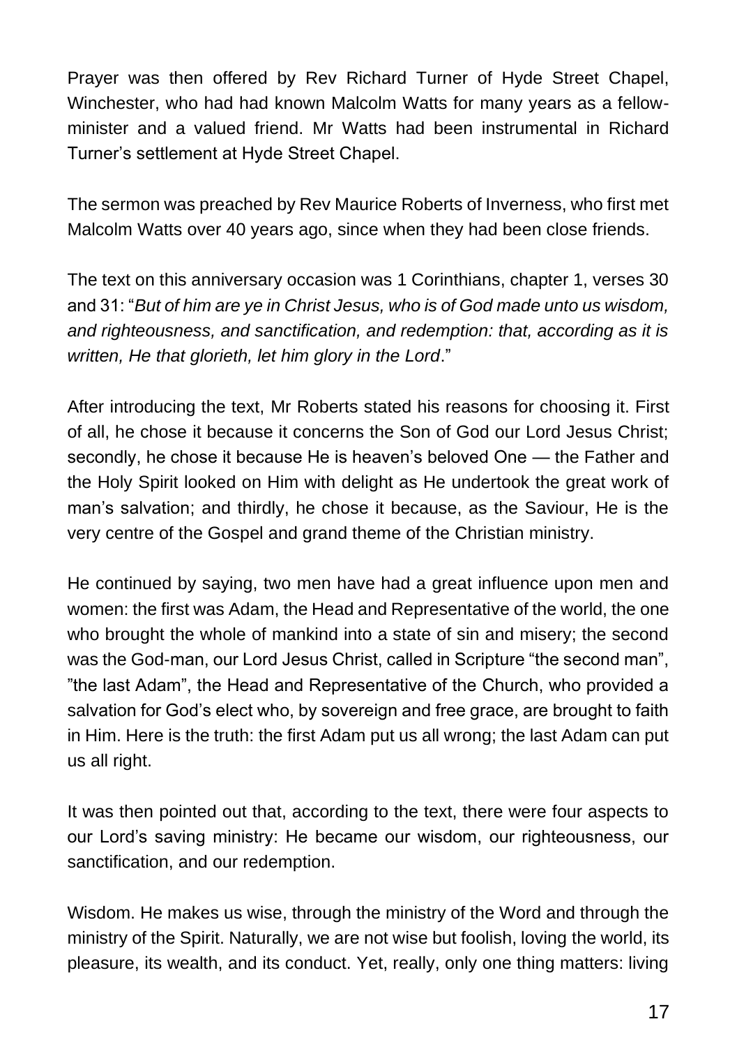Prayer was then offered by Rev Richard Turner of Hyde Street Chapel, Winchester, who had had known Malcolm Watts for many years as a fellow-minister and a valued friend. Mr Watts had been instrumental in Richard Turner's settlement at Hyde Street Chapel.

The sermon was preached by Rev Maurice Roberts of Inverness, who first met Malcolm Watts over 40 years ago, since when they had been close friends.

The text on this anniversary occasion was 1 Corinthians, chapter 1, verses 30 and 31: "*But of him are ye in Christ Jesus, who is of God made unto us wisdom, and righteousness, and sanctification, and redemption: that, according as it is written, He that glorieth, let him glory in the Lord*."

After introducing the text, Mr Roberts stated his reasons for choosing it. First of all, he chose it because it concerns the Son of God our Lord Jesus Christ; secondly, he chose it because He is heaven's beloved One — the Father and the Holy Spirit looked on Him with delight as He undertook the great work of man's salvation; and thirdly, he chose it because, as the Saviour, He is the very centre of the Gospel and grand theme of the Christian ministry.

He continued by saying, two men have had a great influence upon men and women: the first was Adam, the Head and Representative of the world, the one who brought the whole of mankind into a state of sin and misery; the second was the God-man, our Lord Jesus Christ, called in Scripture "the second man", "the last Adam", the Head and Representative of the Church, who provided a salvation for God's elect who, by sovereign and free grace, are brought to faith in Him. Here is the truth: the first Adam put us all wrong; the last Adam can put us all right.

It was then pointed out that, according to the text, there were four aspects to our Lord's saving ministry: He became our wisdom, our righteousness, our sanctification, and our redemption.

Wisdom. He makes us wise, through the ministry of the Word and through the ministry of the Spirit. Naturally, we are not wise but foolish, loving the world, its pleasure, its wealth, and its conduct. Yet, really, only one thing matters: living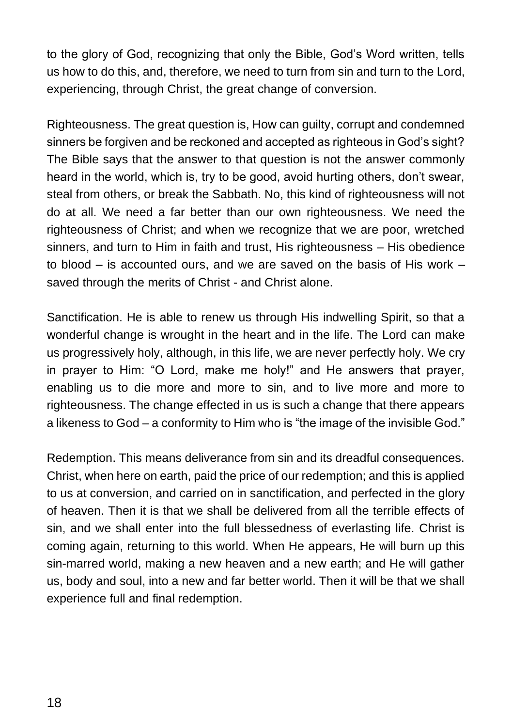to the glory of God, recognizing that only the Bible, God's Word written, tells us how to do this, and, therefore, we need to turn from sin and turn to the Lord, experiencing, through Christ, the great change of conversion.

Righteousness. The great question is, How can guilty, corrupt and condemned sinners be forgiven and be reckoned and accepted as righteous in God's sight? The Bible says that the answer to that question is not the answer commonly heard in the world, which is, try to be good, avoid hurting others, don't swear, steal from others, or break the Sabbath. No, this kind of righteousness will not do at all. We need a far better than our own righteousness. We need the righteousness of Christ; and when we recognize that we are poor, wretched sinners, and turn to Him in faith and trust, His righteousness – His obedience to blood – is accounted ours, and we are saved on the basis of His work – saved through the merits of Christ - and Christ alone.

Sanctification. He is able to renew us through His indwelling Spirit, so that a wonderful change is wrought in the heart and in the life. The Lord can make us progressively holy, although, in this life, we are never perfectly holy. We cry in prayer to Him: "O Lord, make me holy!" and He answers that prayer, enabling us to die more and more to sin, and to live more and more to righteousness. The change effected in us is such a change that there appears a likeness to God – a conformity to Him who is "the image of the invisible God."

Redemption. This means deliverance from sin and its dreadful consequences. Christ, when here on earth, paid the price of our redemption; and this is applied to us at conversion, and carried on in sanctification, and perfected in the glory of heaven. Then it is that we shall be delivered from all the terrible effects of sin, and we shall enter into the full blessedness of everlasting life. Christ is coming again, returning to this world. When He appears, He will burn up this sin-marred world, making a new heaven and a new earth; and He will gather us, body and soul, into a new and far better world. Then it will be that we shall experience full and final redemption.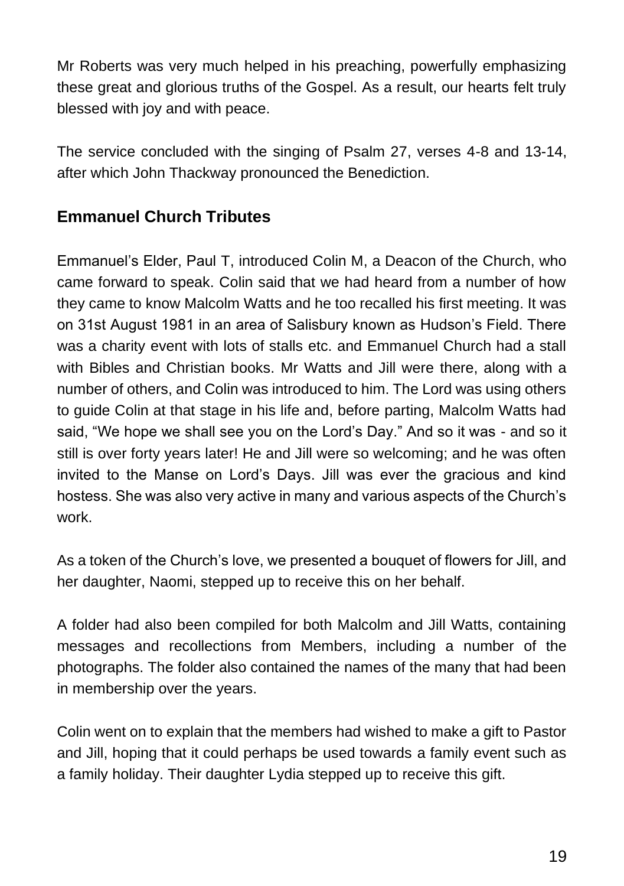Mr Roberts was very much helped in his preaching, powerfully emphasizing these great and glorious truths of the Gospel. As a result, our hearts felt truly blessed with joy and with peace.

The service concluded with the singing of Psalm 27, verses 4-8 and 13-14, after which John Thackway pronounced the Benediction.

## Emmanuel Church Tributes

Emmanuel's Elder, Paul T, introduced Colin M, a Deacon of the Church, who came forward to speak. Colin said that we had heard from a number of how they came to know Malcolm Watts and he too recalled his first meeting. It was on 31st August 1981 in an area of Salisbury known as Hudson's Field. There was a charity event with lots of stalls etc. and Emmanuel Church had a stall with Bibles and Christian books. Mr Watts and Jill were there, along with a number of others, and Colin was introduced to him. The Lord was using others to guide Colin at that stage in his life and, before parting, Malcolm Watts had said, "We hope we shall see you on the Lord's Day." And so it was - and so it still is over forty years later! He and Jill were so welcoming; and he was often invited to the Manse on Lord's Days. Jill was ever the gracious and kind hostess. She was also very active in many and various aspects of the Church's work.

As a token of the Church's love, we presented a bouquet of flowers for Jill, and her daughter, Naomi, stepped up to receive this on her behalf.

A folder had also been compiled for both Malcolm and Jill Watts, containing messages and recollections from Members, including a number of the photographs. The folder also contained the names of the many that had been in membership over the years.

Colin went on to explain that the members had wished to make a gift to Pastor and Jill, hoping that it could perhaps be used towards a family event such as a family holiday. Their daughter Lydia stepped up to receive this gift.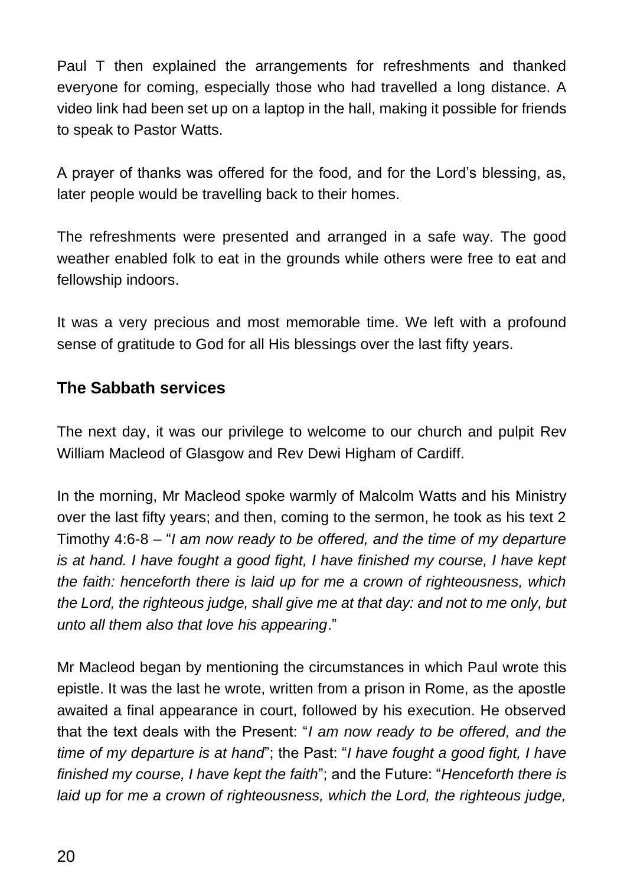Paul T then explained the arrangements for refreshments and thanked everyone for coming, especially those who had travelled a long distance. A video link had been set up on a laptop in the hall, making it possible for friends to speak to Pastor Watts.

A prayer of thanks was offered for the food, and for the Lord's blessing, as, later people would be travelling back to their homes.

The refreshments were presented and arranged in a safe way. The good weather enabled folk to eat in the grounds while others were free to eat and fellowship indoors.

It was a very precious and most memorable time. We left with a profound sense of gratitude to God for all His blessings over the last fifty years.

## The Sabbath services

The next day, it was our privilege to welcome to our church and pulpit Rev William Macleod of Glasgow and Rev Dewi Higham of Cardiff.

In the morning, Mr Macleod spoke warmly of Malcolm Watts and his Ministry over the last fifty years; and then, coming to the sermon, he took as his text 2 Timothy 4:6-8 – "*I am now ready to be offered, and the time of my departure is at hand. I have fought a good fight, I have finished my course, I have kept the faith: henceforth there is laid up for me a crown of righteousness, which the Lord, the righteous judge, shall give me at that day: and not to me only, but unto all them also that love his appearing*."

Mr Macleod began by mentioning the circumstances in which Paul wrote this epistle. It was the last he wrote, written from a prison in Rome, as the apostle awaited a final appearance in court, followed by his execution. He observed that the text deals with the Present: "*I am now ready to be offered, and the time of my departure is at hand*"; the Past: "*I have fought a good fight, I have finished my course, I have kept the faith*"; and the Future: "*Henceforth there is laid up for me a crown of righteousness, which the Lord, the righteous judge,*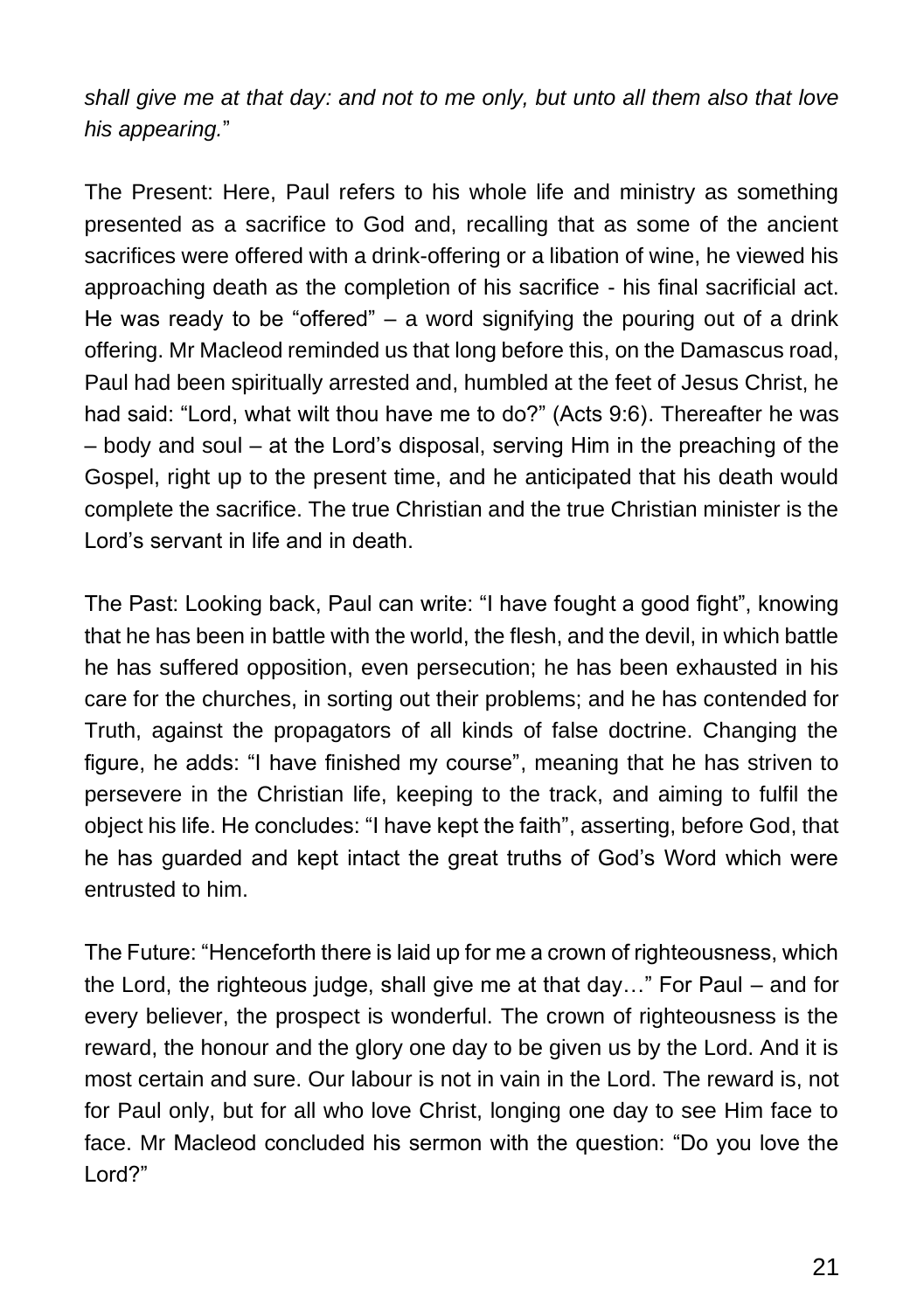*shall give me at that day: and not to me only, but unto all them also that love his appearing.*"

The Present: Here, Paul refers to his whole life and ministry as something presented as a sacrifice to God and, recalling that as some of the ancient sacrifices were offered with a drink-offering or a libation of wine, he viewed his approaching death as the completion of his sacrifice - his final sacrificial act. He was ready to be "offered" – a word signifying the pouring out of a drink offering. Mr Macleod reminded us that long before this, on the Damascus road, Paul had been spiritually arrested and, humbled at the feet of Jesus Christ, he had said: "Lord, what wilt thou have me to do?" (Acts 9:6). Thereafter he was – body and soul – at the Lord's disposal, serving Him in the preaching of the Gospel, right up to the present time, and he anticipated that his death would complete the sacrifice. The true Christian and the true Christian minister is the Lord's servant in life and in death.

The Past: Looking back, Paul can write: "I have fought a good fight", knowing that he has been in battle with the world, the flesh, and the devil, in which battle he has suffered opposition, even persecution; he has been exhausted in his care for the churches, in sorting out their problems; and he has contended for Truth, against the propagators of all kinds of false doctrine. Changing the figure, he adds: "I have finished my course", meaning that he has striven to persevere in the Christian life, keeping to the track, and aiming to fulfil the object his life. He concludes: "I have kept the faith", asserting, before God, that he has guarded and kept intact the great truths of God's Word which were entrusted to him.

The Future: "Henceforth there is laid up for me a crown of righteousness, which the Lord, the righteous judge, shall give me at that day…" For Paul – and for every believer, the prospect is wonderful. The crown of righteousness is the reward, the honour and the glory one day to be given us by the Lord. And it is most certain and sure. Our labour is not in vain in the Lord. The reward is, not for Paul only, but for all who love Christ, longing one day to see Him face to face. Mr Macleod concluded his sermon with the question: "Do you love the Lord?"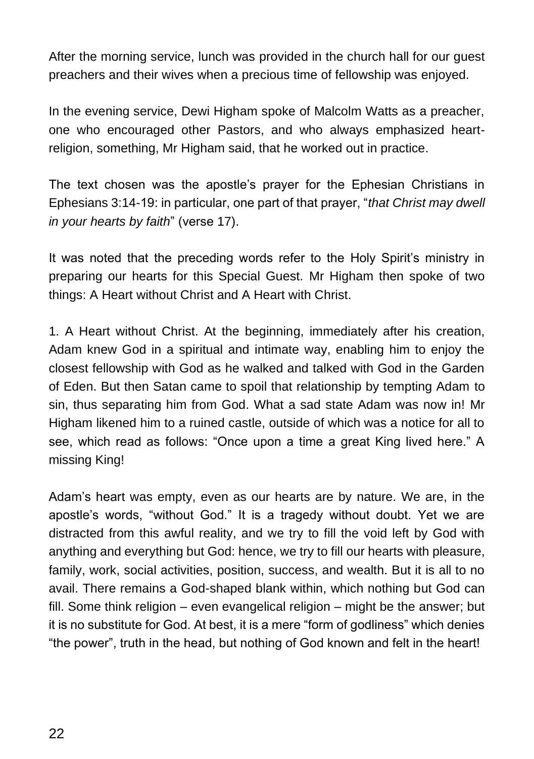After the morning service, lunch was provided in the church hall for our guest preachers and their wives when a precious time of fellowship was enjoyed.

In the evening service, Dewi Higham spoke of Malcolm Watts as a preacher, one who encouraged other Pastors, and who always emphasized heart-religion, something, Mr Higham said, that he worked out in practice.

The text chosen was the apostle's prayer for the Ephesian Christians in Ephesians 3:14-19: in particular, one part of that prayer, "*that Christ may dwell in your hearts by faith*" (verse 17).

It was noted that the preceding words refer to the Holy Spirit's ministry in preparing our hearts for this Special Guest. Mr Higham then spoke of two things: A Heart without Christ and A Heart with Christ.

1. A Heart without Christ. At the beginning, immediately after his creation, Adam knew God in a spiritual and intimate way, enabling him to enjoy the closest fellowship with God as he walked and talked with God in the Garden of Eden. But then Satan came to spoil that relationship by tempting Adam to sin, thus separating him from God. What a sad state Adam was now in! Mr Higham likened him to a ruined castle, outside of which was a notice for all to see, which read as follows: "Once upon a time a great King lived here." A missing King!

Adam's heart was empty, even as our hearts are by nature. We are, in the apostle's words, "without God." It is a tragedy without doubt. Yet we are distracted from this awful reality, and we try to fill the void left by God with anything and everything but God: hence, we try to fill our hearts with pleasure, family, work, social activities, position, success, and wealth. But it is all to no avail. There remains a God-shaped blank within, which nothing but God can fill. Some think religion – even evangelical religion – might be the answer; but it is no substitute for God. At best, it is a mere "form of godliness" which denies "the power", truth in the head, but nothing of God known and felt in the heart!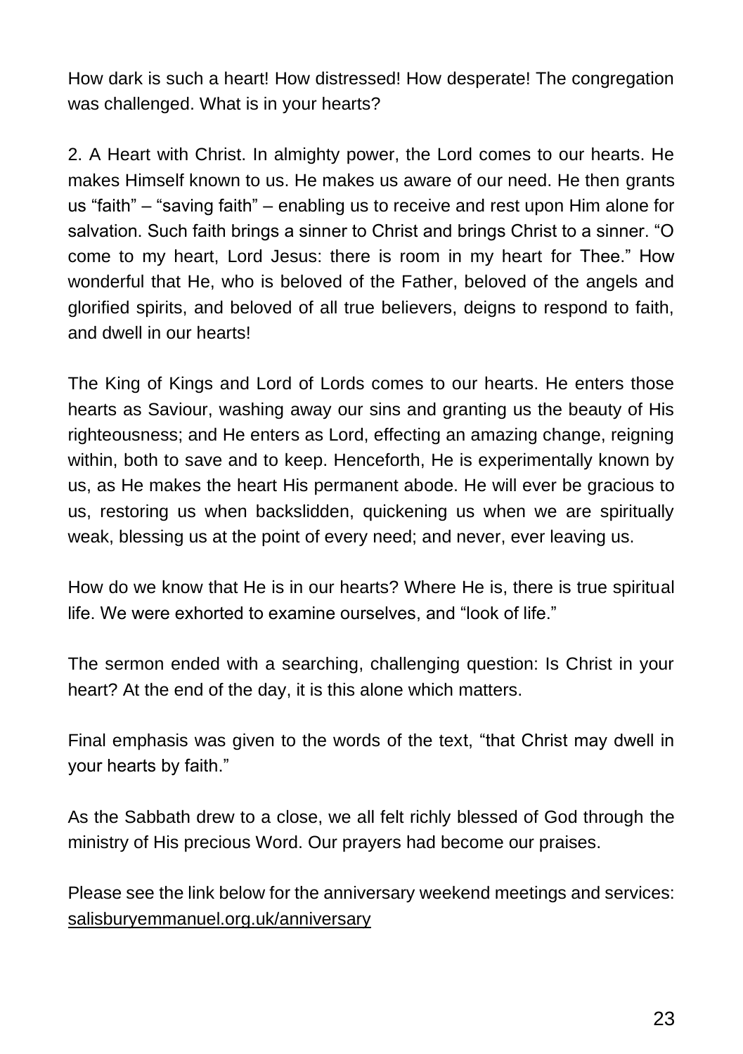How dark is such a heart! How distressed! How desperate! The congregation was challenged. What is in your hearts?

2. A Heart with Christ. In almighty power, the Lord comes to our hearts. He makes Himself known to us. He makes us aware of our need. He then grants us "faith" – "saving faith" – enabling us to receive and rest upon Him alone for salvation. Such faith brings a sinner to Christ and brings Christ to a sinner. "O come to my heart, Lord Jesus: there is room in my heart for Thee." How wonderful that He, who is beloved of the Father, beloved of the angels and glorified spirits, and beloved of all true believers, deigns to respond to faith, and dwell in our hearts!

The King of Kings and Lord of Lords comes to our hearts. He enters those hearts as Saviour, washing away our sins and granting us the beauty of His righteousness; and He enters as Lord, effecting an amazing change, reigning within, both to save and to keep. Henceforth, He is experimentally known by us, as He makes the heart His permanent abode. He will ever be gracious to us, restoring us when backslidden, quickening us when we are spiritually weak, blessing us at the point of every need; and never, ever leaving us.

How do we know that He is in our hearts? Where He is, there is true spiritual life. We were exhorted to examine ourselves, and "look of life."

The sermon ended with a searching, challenging question: Is Christ in your heart? At the end of the day, it is this alone which matters.

Final emphasis was given to the words of the text, "that Christ may dwell in your hearts by faith."

As the Sabbath drew to a close, we all felt richly blessed of God through the ministry of His precious Word. Our prayers had become our praises.

Please see the link below for the anniversary weekend meetings and services: salisburyemmanuel.org.uk/anniversary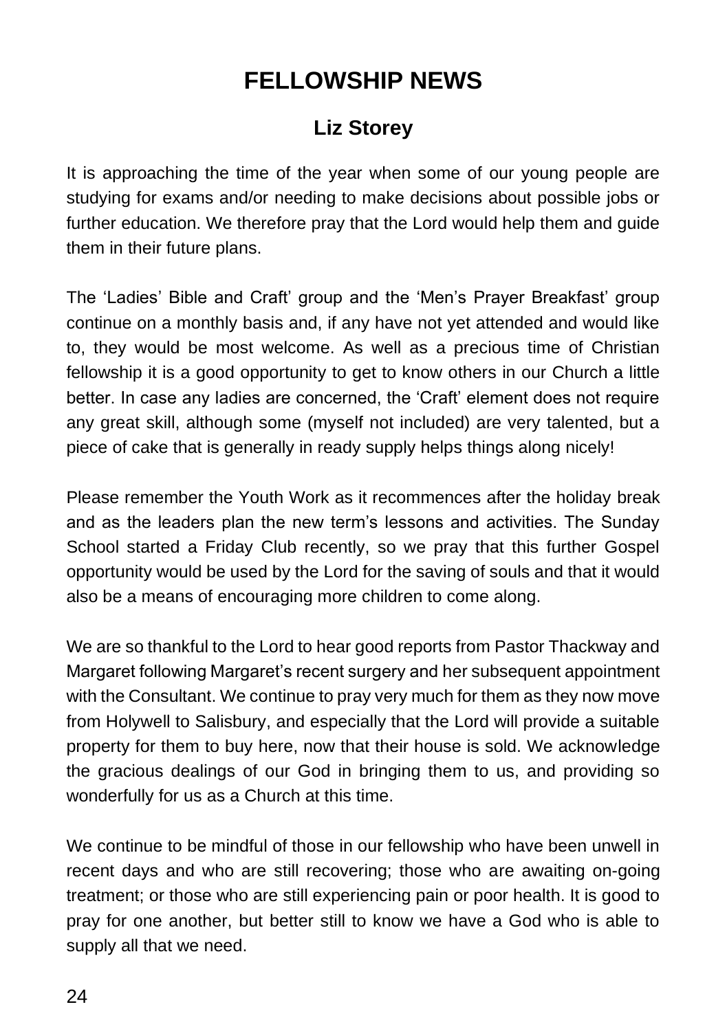# FELLOWSHIP NEWS

## Liz Storey

It is approaching the time of the year when some of our young people are studying for exams and/or needing to make decisions about possible jobs or further education. We therefore pray that the Lord would help them and guide them in their future plans.

The 'Ladies' Bible and Craft' group and the 'Men's Prayer Breakfast' group continue on a monthly basis and, if any have not yet attended and would like to, they would be most welcome. As well as a precious time of Christian fellowship it is a good opportunity to get to know others in our Church a little better. In case any ladies are concerned, the 'Craft' element does not require any great skill, although some (myself not included) are very talented, but a piece of cake that is generally in ready supply helps things along nicely!

Please remember the Youth Work as it recommences after the holiday break and as the leaders plan the new term's lessons and activities. The Sunday School started a Friday Club recently, so we pray that this further Gospel opportunity would be used by the Lord for the saving of souls and that it would also be a means of encouraging more children to come along.

We are so thankful to the Lord to hear good reports from Pastor Thackway and Margaret following Margaret's recent surgery and her subsequent appointment with the Consultant. We continue to pray very much for them as they now move from Holywell to Salisbury, and especially that the Lord will provide a suitable property for them to buy here, now that their house is sold. We acknowledge the gracious dealings of our God in bringing them to us, and providing so wonderfully for us as a Church at this time.

We continue to be mindful of those in our fellowship who have been unwell in recent days and who are still recovering; those who are awaiting on-going treatment; or those who are still experiencing pain or poor health. It is good to pray for one another, but better still to know we have a God who is able to supply all that we need.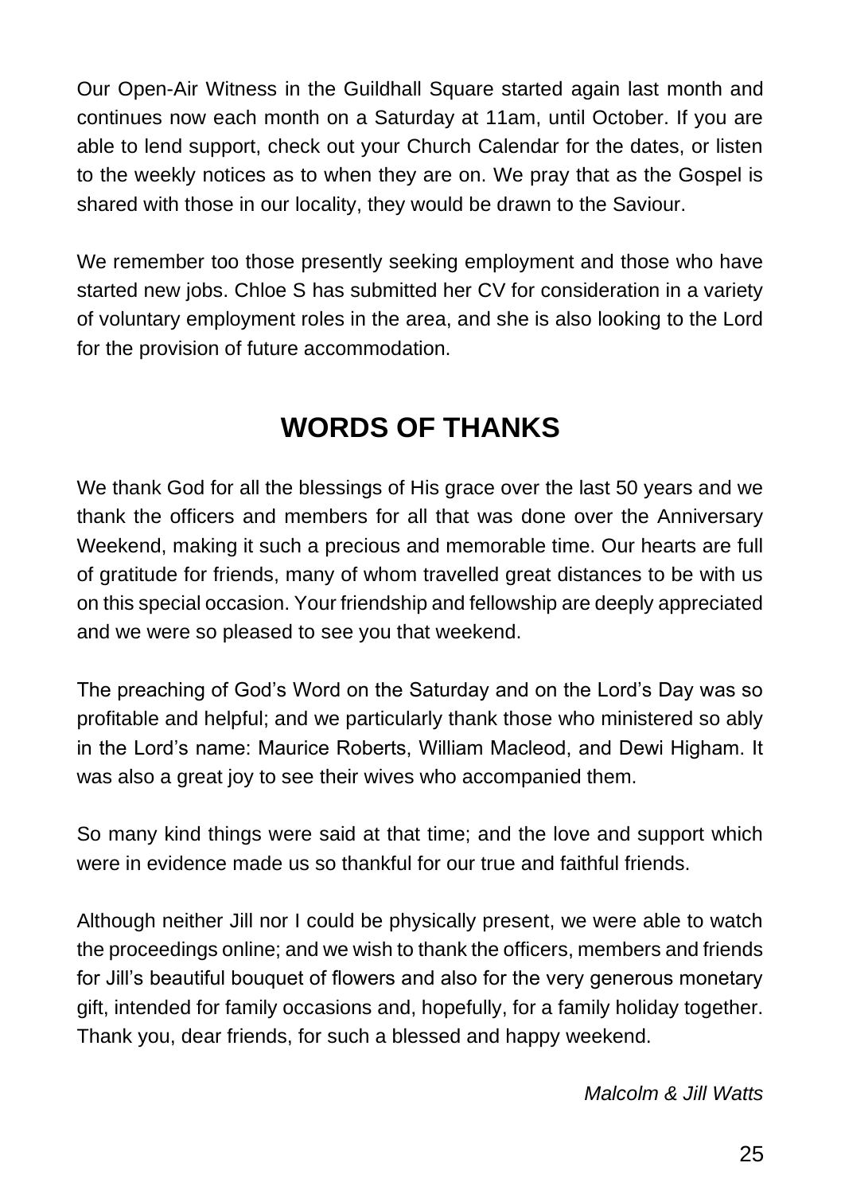Our Open-Air Witness in the Guildhall Square started again last month and continues now each month on a Saturday at 11am, until October. If you are able to lend support, check out your Church Calendar for the dates, or listen to the weekly notices as to when they are on. We pray that as the Gospel is shared with those in our locality, they would be drawn to the Saviour.

We remember too those presently seeking employment and those who have started new jobs. Chloe S has submitted her CV for consideration in a variety of voluntary employment roles in the area, and she is also looking to the Lord for the provision of future accommodation.

## WORDS OF THANKS

We thank God for all the blessings of His grace over the last 50 years and we thank the officers and members for all that was done over the Anniversary Weekend, making it such a precious and memorable time. Our hearts are full of gratitude for friends, many of whom travelled great distances to be with us on this special occasion. Your friendship and fellowship are deeply appreciated and we were so pleased to see you that weekend.

The preaching of God's Word on the Saturday and on the Lord's Day was so profitable and helpful; and we particularly thank those who ministered so ably in the Lord's name: Maurice Roberts, William Macleod, and Dewi Higham. It was also a great joy to see their wives who accompanied them.

So many kind things were said at that time; and the love and support which were in evidence made us so thankful for our true and faithful friends.

Although neither Jill nor I could be physically present, we were able to watch the proceedings online; and we wish to thank the officers, members and friends for Jill's beautiful bouquet of flowers and also for the very generous monetary gift, intended for family occasions and, hopefully, for a family holiday together. Thank you, dear friends, for such a blessed and happy weekend.

*Malcolm & Jill Watts*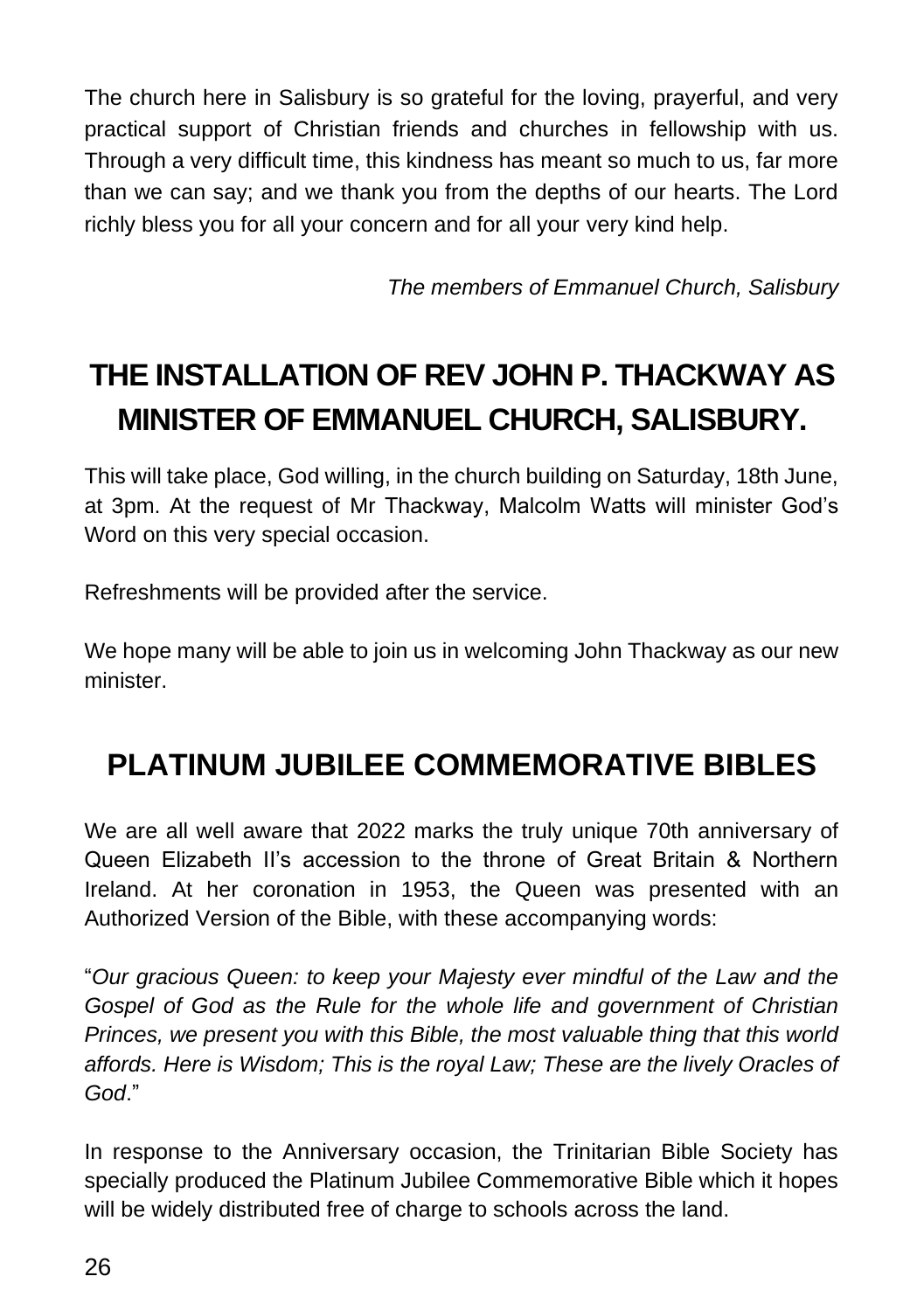The church here in Salisbury is so grateful for the loving, prayerful, and very practical support of Christian friends and churches in fellowship with us. Through a very difficult time, this kindness has meant so much to us, far more than we can say; and we thank you from the depths of our hearts. The Lord richly bless you for all your concern and for all your very kind help.

*The members of Emmanuel Church, Salisbury*

## THE INSTALLATION OF REV JOHN P. THACKWAY AS MINISTER OF EMMANUEL CHURCH, SALISBURY.

This will take place, God willing, in the church building on Saturday, 18th June, at 3pm. At the request of Mr Thackway, Malcolm Watts will minister God's Word on this very special occasion.

Refreshments will be provided after the service.

We hope many will be able to join us in welcoming John Thackway as our new minister.

## PLATINUM JUBILEE COMMEMORATIVE BIBLES

We are all well aware that 2022 marks the truly unique 70th anniversary of Queen Elizabeth II's accession to the throne of Great Britain & Northern Ireland. At her coronation in 1953, the Queen was presented with an Authorized Version of the Bible, with these accompanying words:

"*Our gracious Queen: to keep your Majesty ever mindful of the Law and the Gospel of God as the Rule for the whole life and government of Christian Princes, we present you with this Bible, the most valuable thing that this world affords. Here is Wisdom; This is the royal Law; These are the lively Oracles of God*."

In response to the Anniversary occasion, the Trinitarian Bible Society has specially produced the Platinum Jubilee Commemorative Bible which it hopes will be widely distributed free of charge to schools across the land.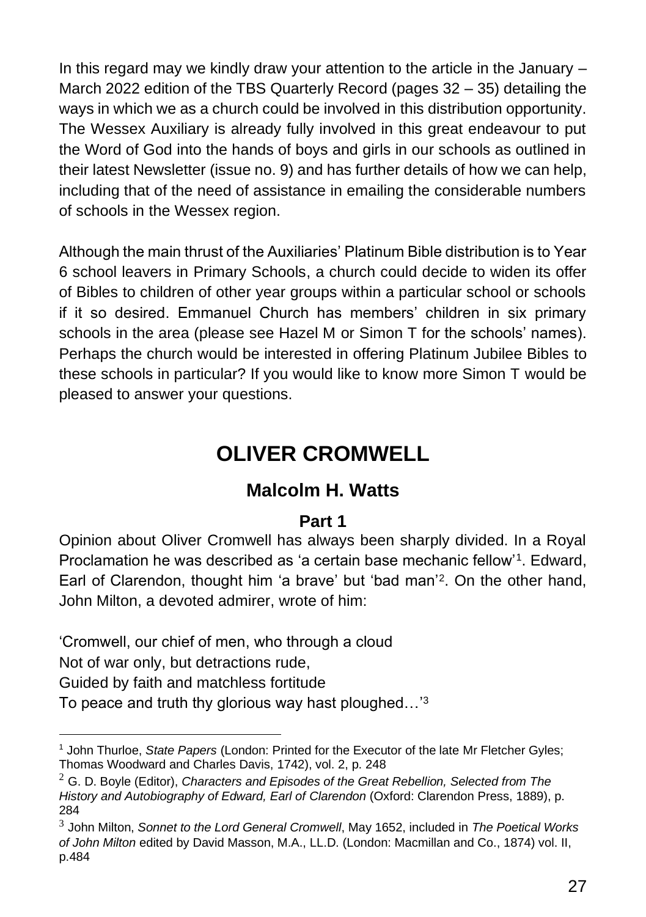In this regard may we kindly draw your attention to the article in the January – March 2022 edition of the TBS Quarterly Record (pages 32 – 35) detailing the ways in which we as a church could be involved in this distribution opportunity. The Wessex Auxiliary is already fully involved in this great endeavour to put the Word of God into the hands of boys and girls in our schools as outlined in their latest Newsletter (issue no. 9) and has further details of how we can help, including that of the need of assistance in emailing the considerable numbers of schools in the Wessex region.

Although the main thrust of the Auxiliaries' Platinum Bible distribution is to Year 6 school leavers in Primary Schools, a church could decide to widen its offer of Bibles to children of other year groups within a particular school or schools if it so desired. Emmanuel Church has members' children in six primary schools in the area (please see Hazel M or Simon T for the schools' names). Perhaps the church would be interested in offering Platinum Jubilee Bibles to these schools in particular? If you would like to know more Simon T would be pleased to answer your questions.

# OLIVER CROMWELL

## Malcolm H. Watts

### Part 1

Opinion about Oliver Cromwell has always been sharply divided. In a Royal Proclamation he was described as 'a certain base mechanic fellow'[1]. Edward, Earl of Clarendon, thought him 'a brave' but 'bad man'[2]. On the other hand, John Milton, a devoted admirer, wrote of him:

'Cromwell, our chief of men, who through a cloud
Not of war only, but detractions rude,
Guided by faith and matchless fortitude
To peace and truth thy glorious way hast ploughed…'[3]

---

[1] John Thurloe, *State Papers* (London: Printed for the Executor of the late Mr Fletcher Gyles; Thomas Woodward and Charles Davis, 1742), vol. 2, p. 248

[2] G. D. Boyle (Editor), *Characters and Episodes of the Great Rebellion, Selected from The History and Autobiography of Edward, Earl of Clarendon* (Oxford: Clarendon Press, 1889), p. 284

[3] John Milton, *Sonnet to the Lord General Cromwell*, May 1652, included in *The Poetical Works of John Milton* edited by David Masson, M.A., LL.D. (London: Macmillan and Co., 1874) vol. II, p.484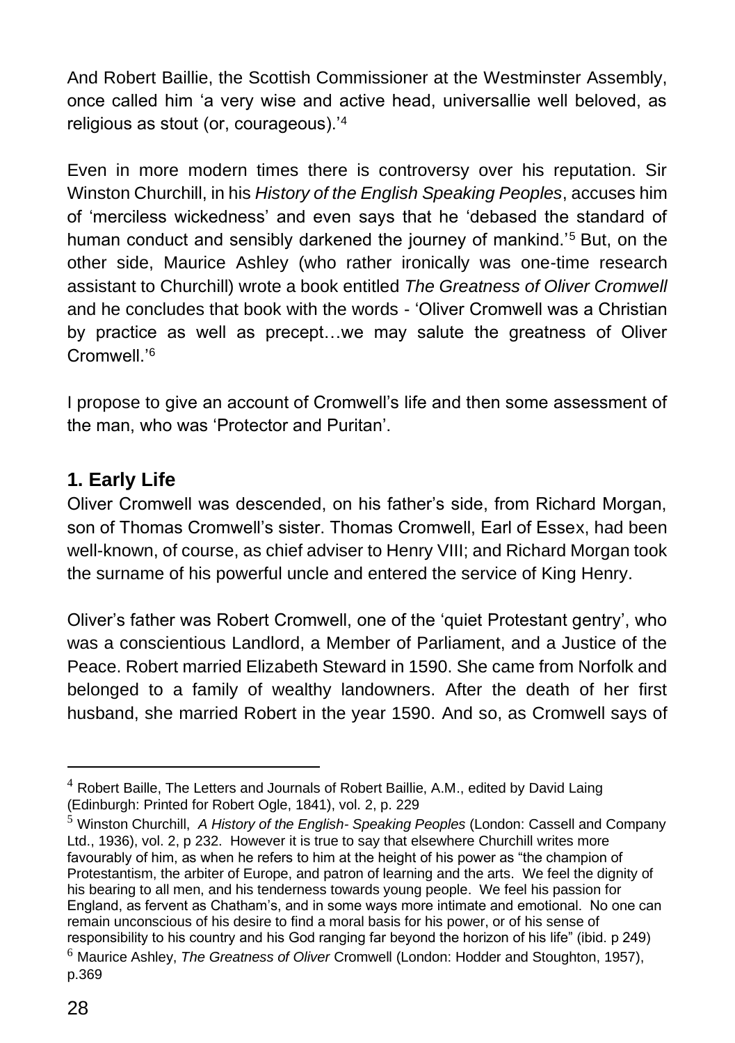And Robert Baillie, the Scottish Commissioner at the Westminster Assembly, once called him 'a very wise and active head, universallie well beloved, as religious as stout (or, courageous).'[4]

Even in more modern times there is controversy over his reputation. Sir Winston Churchill, in his *History of the English Speaking Peoples*, accuses him of 'merciless wickedness' and even says that he 'debased the standard of human conduct and sensibly darkened the journey of mankind.'[5] But, on the other side, Maurice Ashley (who rather ironically was one-time research assistant to Churchill) wrote a book entitled *The Greatness of Oliver Cromwell* and he concludes that book with the words - 'Oliver Cromwell was a Christian by practice as well as precept…we may salute the greatness of Oliver Cromwell.'[6]

I propose to give an account of Cromwell's life and then some assessment of the man, who was 'Protector and Puritan'.

## 1. Early Life

Oliver Cromwell was descended, on his father's side, from Richard Morgan, son of Thomas Cromwell's sister. Thomas Cromwell, Earl of Essex, had been well-known, of course, as chief adviser to Henry VIII; and Richard Morgan took the surname of his powerful uncle and entered the service of King Henry.

Oliver's father was Robert Cromwell, one of the 'quiet Protestant gentry', who was a conscientious Landlord, a Member of Parliament, and a Justice of the Peace. Robert married Elizabeth Steward in 1590. She came from Norfolk and belonged to a family of wealthy landowners. After the death of her first husband, she married Robert in the year 1590. And so, as Cromwell says of

---

[4] Robert Baille, The Letters and Journals of Robert Baillie, A.M., edited by David Laing (Edinburgh: Printed for Robert Ogle, 1841), vol. 2, p. 229

[5] Winston Churchill, *A History of the English- Speaking Peoples* (London: Cassell and Company Ltd., 1936), vol. 2, p 232. However it is true to say that elsewhere Churchill writes more favourably of him, as when he refers to him at the height of his power as "the champion of Protestantism, the arbiter of Europe, and patron of learning and the arts. We feel the dignity of his bearing to all men, and his tenderness towards young people. We feel his passion for England, as fervent as Chatham's, and in some ways more intimate and emotional. No one can remain unconscious of his desire to find a moral basis for his power, or of his sense of responsibility to his country and his God ranging far beyond the horizon of his life" (ibid. p 249)

[6] Maurice Ashley, *The Greatness of Oliver* Cromwell (London: Hodder and Stoughton, 1957), p.369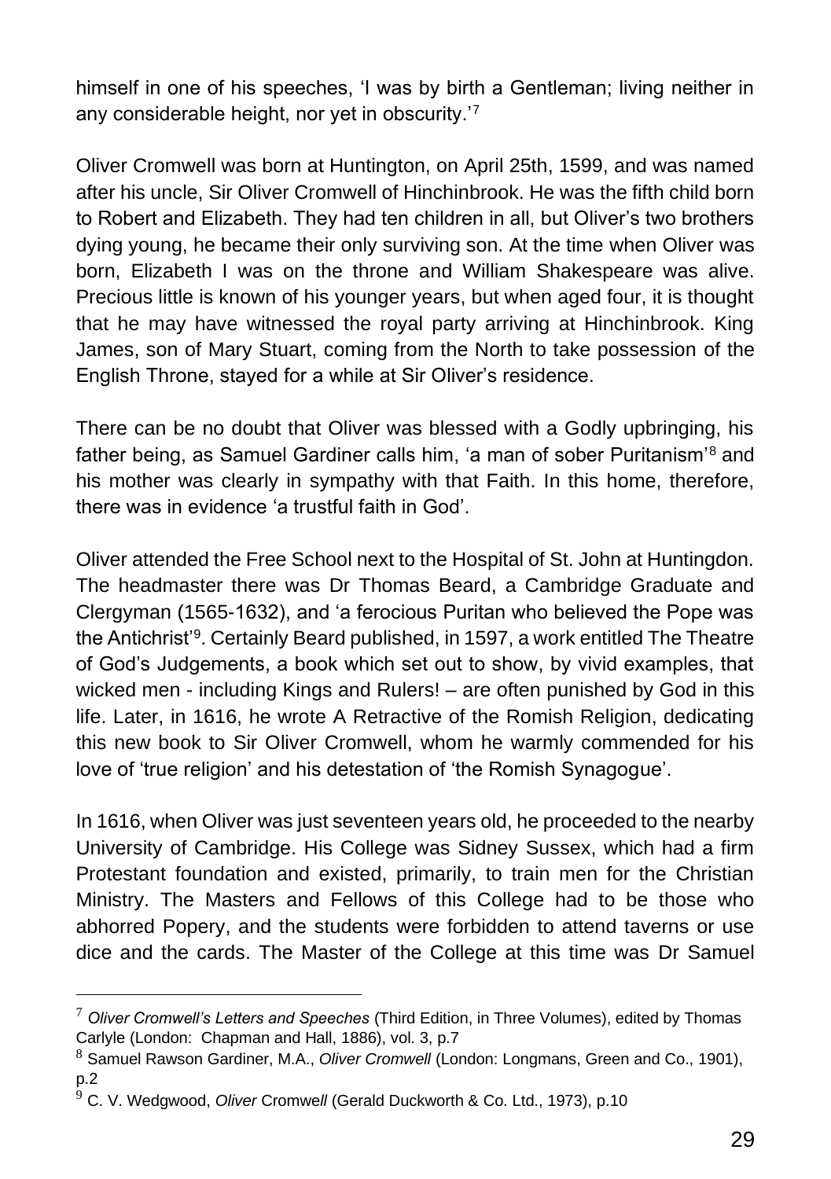himself in one of his speeches, 'I was by birth a Gentleman; living neither in any considerable height, nor yet in obscurity.'[7]

Oliver Cromwell was born at Huntington, on April 25th, 1599, and was named after his uncle, Sir Oliver Cromwell of Hinchinbrook. He was the fifth child born to Robert and Elizabeth. They had ten children in all, but Oliver's two brothers dying young, he became their only surviving son. At the time when Oliver was born, Elizabeth I was on the throne and William Shakespeare was alive. Precious little is known of his younger years, but when aged four, it is thought that he may have witnessed the royal party arriving at Hinchinbrook. King James, son of Mary Stuart, coming from the North to take possession of the English Throne, stayed for a while at Sir Oliver's residence.

There can be no doubt that Oliver was blessed with a Godly upbringing, his father being, as Samuel Gardiner calls him, 'a man of sober Puritanism'[8] and his mother was clearly in sympathy with that Faith. In this home, therefore, there was in evidence 'a trustful faith in God'.

Oliver attended the Free School next to the Hospital of St. John at Huntingdon. The headmaster there was Dr Thomas Beard, a Cambridge Graduate and Clergyman (1565-1632), and 'a ferocious Puritan who believed the Pope was the Antichrist'[9]. Certainly Beard published, in 1597, a work entitled The Theatre of God's Judgements, a book which set out to show, by vivid examples, that wicked men - including Kings and Rulers! – are often punished by God in this life. Later, in 1616, he wrote A Retractive of the Romish Religion, dedicating this new book to Sir Oliver Cromwell, whom he warmly commended for his love of 'true religion' and his detestation of 'the Romish Synagogue'.

In 1616, when Oliver was just seventeen years old, he proceeded to the nearby University of Cambridge. His College was Sidney Sussex, which had a firm Protestant foundation and existed, primarily, to train men for the Christian Ministry. The Masters and Fellows of this College had to be those who abhorred Popery, and the students were forbidden to attend taverns or use dice and the cards. The Master of the College at this time was Dr Samuel

---

[7] *Oliver Cromwell's Letters and Speeches* (Third Edition, in Three Volumes), edited by Thomas Carlyle (London: Chapman and Hall, 1886), vol. 3, p.7

[8] Samuel Rawson Gardiner, M.A., *Oliver Cromwell* (London: Longmans, Green and Co., 1901), p.2

[9] C. V. Wedgwood, *Oliver Cromwell* (Gerald Duckworth & Co. Ltd., 1973), p.10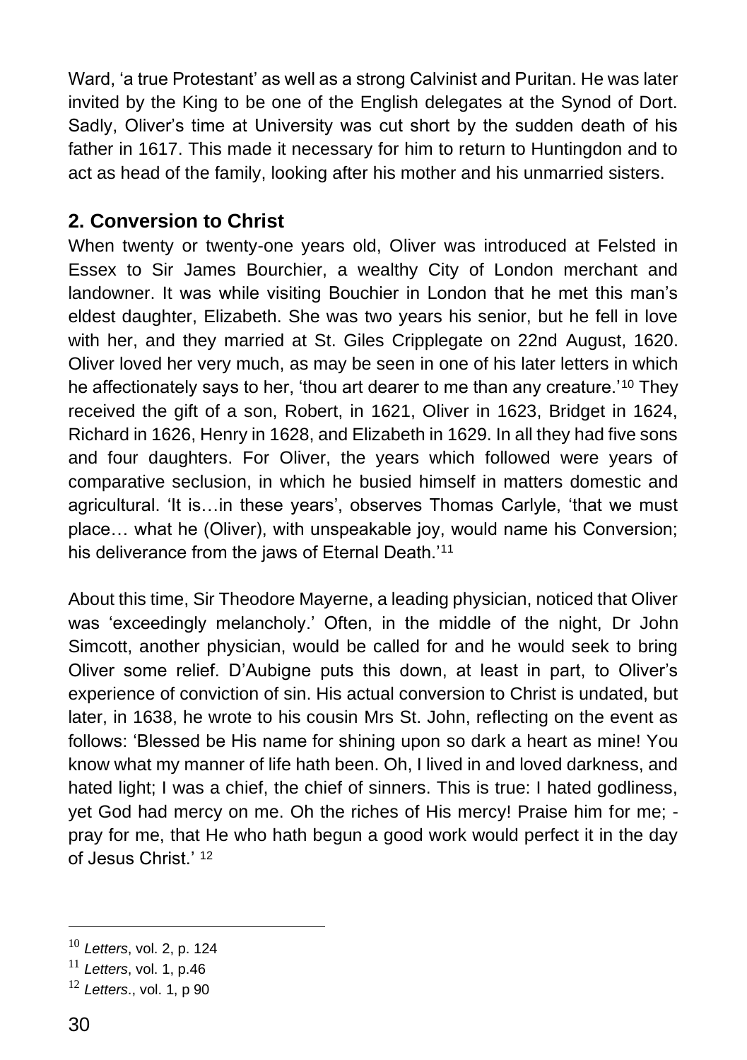Ward, 'a true Protestant' as well as a strong Calvinist and Puritan. He was later invited by the King to be one of the English delegates at the Synod of Dort. Sadly, Oliver's time at University was cut short by the sudden death of his father in 1617. This made it necessary for him to return to Huntingdon and to act as head of the family, looking after his mother and his unmarried sisters.

## 2. Conversion to Christ

When twenty or twenty-one years old, Oliver was introduced at Felsted in Essex to Sir James Bourchier, a wealthy City of London merchant and landowner. It was while visiting Bouchier in London that he met this man's eldest daughter, Elizabeth. She was two years his senior, but he fell in love with her, and they married at St. Giles Cripplegate on 22nd August, 1620. Oliver loved her very much, as may be seen in one of his later letters in which he affectionately says to her, 'thou art dearer to me than any creature.'[10] They received the gift of a son, Robert, in 1621, Oliver in 1623, Bridget in 1624, Richard in 1626, Henry in 1628, and Elizabeth in 1629. In all they had five sons and four daughters. For Oliver, the years which followed were years of comparative seclusion, in which he busied himself in matters domestic and agricultural. 'It is…in these years', observes Thomas Carlyle, 'that we must place… what he (Oliver), with unspeakable joy, would name his Conversion; his deliverance from the jaws of Eternal Death.'[11]

About this time, Sir Theodore Mayerne, a leading physician, noticed that Oliver was 'exceedingly melancholy.' Often, in the middle of the night, Dr John Simcott, another physician, would be called for and he would seek to bring Oliver some relief. D'Aubigne puts this down, at least in part, to Oliver's experience of conviction of sin. His actual conversion to Christ is undated, but later, in 1638, he wrote to his cousin Mrs St. John, reflecting on the event as follows: 'Blessed be His name for shining upon so dark a heart as mine! You know what my manner of life hath been. Oh, I lived in and loved darkness, and hated light; I was a chief, the chief of sinners. This is true: I hated godliness, yet God had mercy on me. Oh the riches of His mercy! Praise him for me; - pray for me, that He who hath begun a good work would perfect it in the day of Jesus Christ.' [12]

---

[10] *Letters*, vol. 2, p. 124

[11] *Letters*, vol. 1, p.46

[12] *Letters*., vol. 1, p 90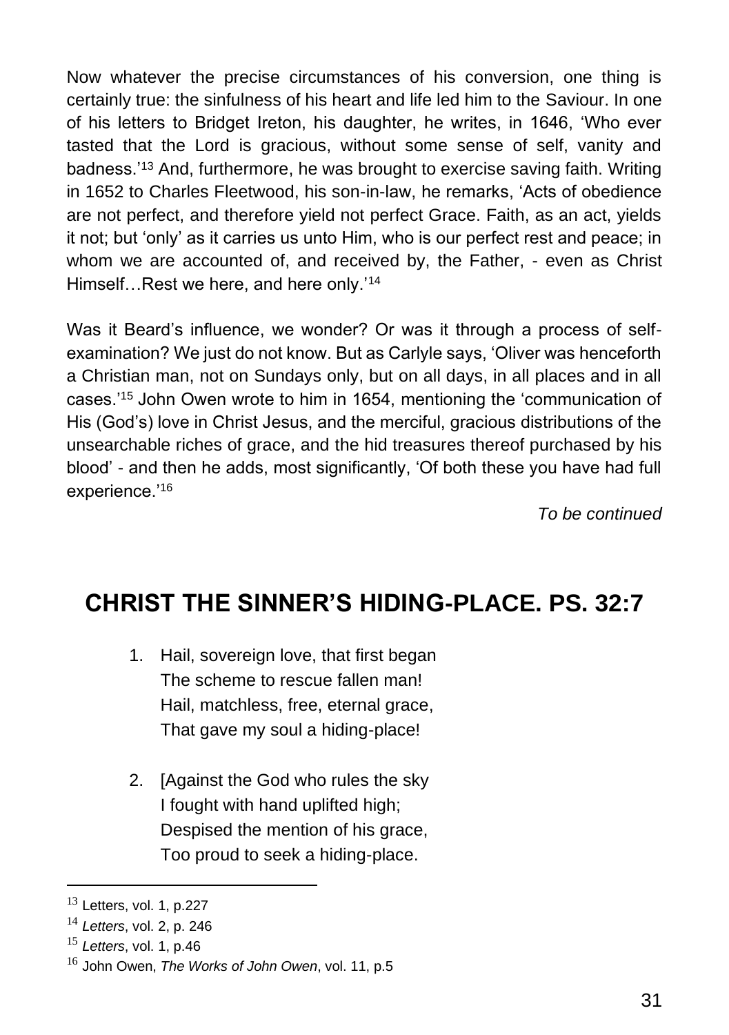Now whatever the precise circumstances of his conversion, one thing is certainly true: the sinfulness of his heart and life led him to the Saviour. In one of his letters to Bridget Ireton, his daughter, he writes, in 1646, 'Who ever tasted that the Lord is gracious, without some sense of self, vanity and badness.'[13] And, furthermore, he was brought to exercise saving faith. Writing in 1652 to Charles Fleetwood, his son-in-law, he remarks, 'Acts of obedience are not perfect, and therefore yield not perfect Grace. Faith, as an act, yields it not; but 'only' as it carries us unto Him, who is our perfect rest and peace; in whom we are accounted of, and received by, the Father, - even as Christ Himself…Rest we here, and here only.'[14]

Was it Beard's influence, we wonder? Or was it through a process of self-examination? We just do not know. But as Carlyle says, 'Oliver was henceforth a Christian man, not on Sundays only, but on all days, in all places and in all cases.'[15] John Owen wrote to him in 1654, mentioning the 'communication of His (God's) love in Christ Jesus, and the merciful, gracious distributions of the unsearchable riches of grace, and the hid treasures thereof purchased by his blood' - and then he adds, most significantly, 'Of both these you have had full experience.'[16]

*To be continued*

## CHRIST THE SINNER'S HIDING-PLACE. PS. 32:7

1. Hail, sovereign love, that first began
   The scheme to rescue fallen man!
   Hail, matchless, free, eternal grace,
   That gave my soul a hiding-place!

2. [Against the God who rules the sky
   I fought with hand uplifted high;
   Despised the mention of his grace,
   Too proud to seek a hiding-place.

---

[13] Letters, vol. 1, p.227

[14] *Letters*, vol. 2, p. 246

[15] *Letters*, vol. 1, p.46

[16] John Owen, *The Works of John Owen*, vol. 11, p.5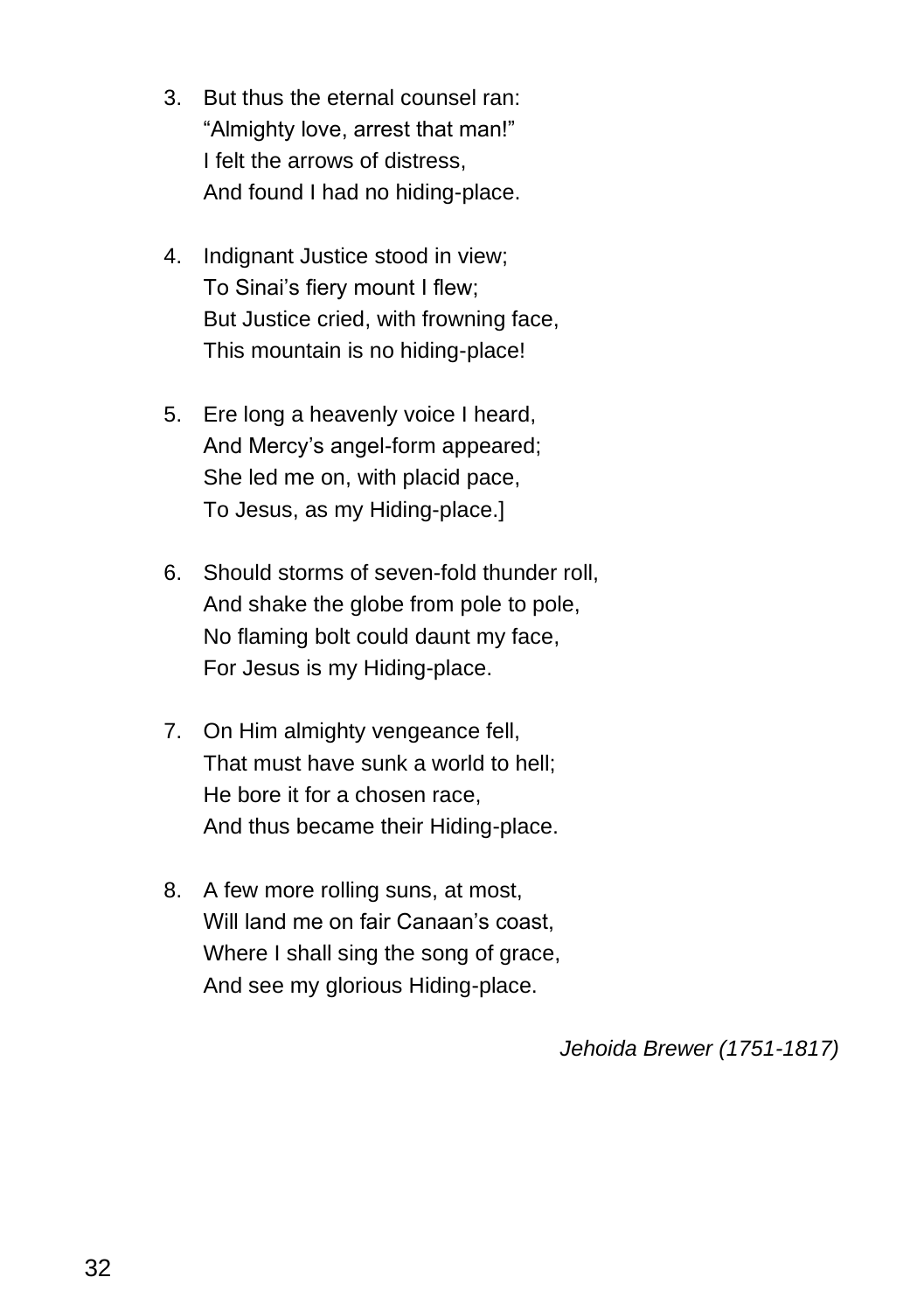3. But thus the eternal counsel ran:  
   "Almighty love, arrest that man!"  
   I felt the arrows of distress,  
   And found I had no hiding-place.

4. Indignant Justice stood in view;  
   To Sinai's fiery mount I flew;  
   But Justice cried, with frowning face,  
   This mountain is no hiding-place!

5. Ere long a heavenly voice I heard,  
   And Mercy's angel-form appeared;  
   She led me on, with placid pace,  
   To Jesus, as my Hiding-place.]

6. Should storms of seven-fold thunder roll,  
   And shake the globe from pole to pole,  
   No flaming bolt could daunt my face,  
   For Jesus is my Hiding-place.

7. On Him almighty vengeance fell,  
   That must have sunk a world to hell;  
   He bore it for a chosen race,  
   And thus became their Hiding-place.

8. A few more rolling suns, at most,  
   Will land me on fair Canaan's coast,  
   Where I shall sing the song of grace,  
   And see my glorious Hiding-place.

*Jehoida Brewer (1751-1817)*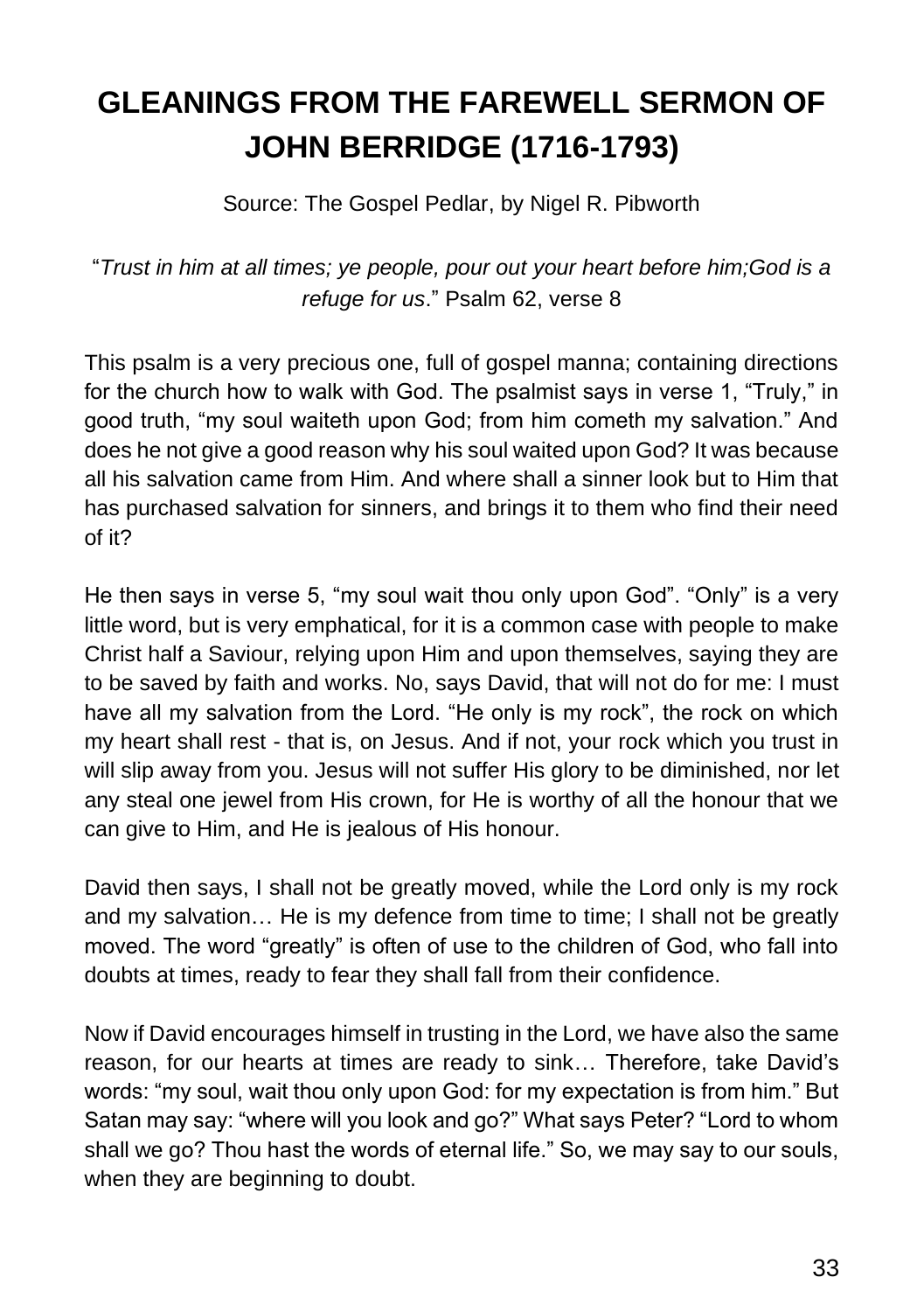# GLEANINGS FROM THE FAREWELL SERMON OF JOHN BERRIDGE (1716-1793)

Source: The Gospel Pedlar, by Nigel R. Pibworth

"*Trust in him at all times; ye people, pour out your heart before him;God is a refuge for us*." Psalm 62, verse 8

This psalm is a very precious one, full of gospel manna; containing directions for the church how to walk with God. The psalmist says in verse 1, "Truly," in good truth, "my soul waiteth upon God; from him cometh my salvation." And does he not give a good reason why his soul waited upon God? It was because all his salvation came from Him. And where shall a sinner look but to Him that has purchased salvation for sinners, and brings it to them who find their need of it?

He then says in verse 5, "my soul wait thou only upon God". "Only" is a very little word, but is very emphatical, for it is a common case with people to make Christ half a Saviour, relying upon Him and upon themselves, saying they are to be saved by faith and works. No, says David, that will not do for me: I must have all my salvation from the Lord. "He only is my rock", the rock on which my heart shall rest - that is, on Jesus. And if not, your rock which you trust in will slip away from you. Jesus will not suffer His glory to be diminished, nor let any steal one jewel from His crown, for He is worthy of all the honour that we can give to Him, and He is jealous of His honour.

David then says, I shall not be greatly moved, while the Lord only is my rock and my salvation… He is my defence from time to time; I shall not be greatly moved. The word "greatly" is often of use to the children of God, who fall into doubts at times, ready to fear they shall fall from their confidence.

Now if David encourages himself in trusting in the Lord, we have also the same reason, for our hearts at times are ready to sink… Therefore, take David's words: "my soul, wait thou only upon God: for my expectation is from him." But Satan may say: "where will you look and go?" What says Peter? "Lord to whom shall we go? Thou hast the words of eternal life." So, we may say to our souls, when they are beginning to doubt.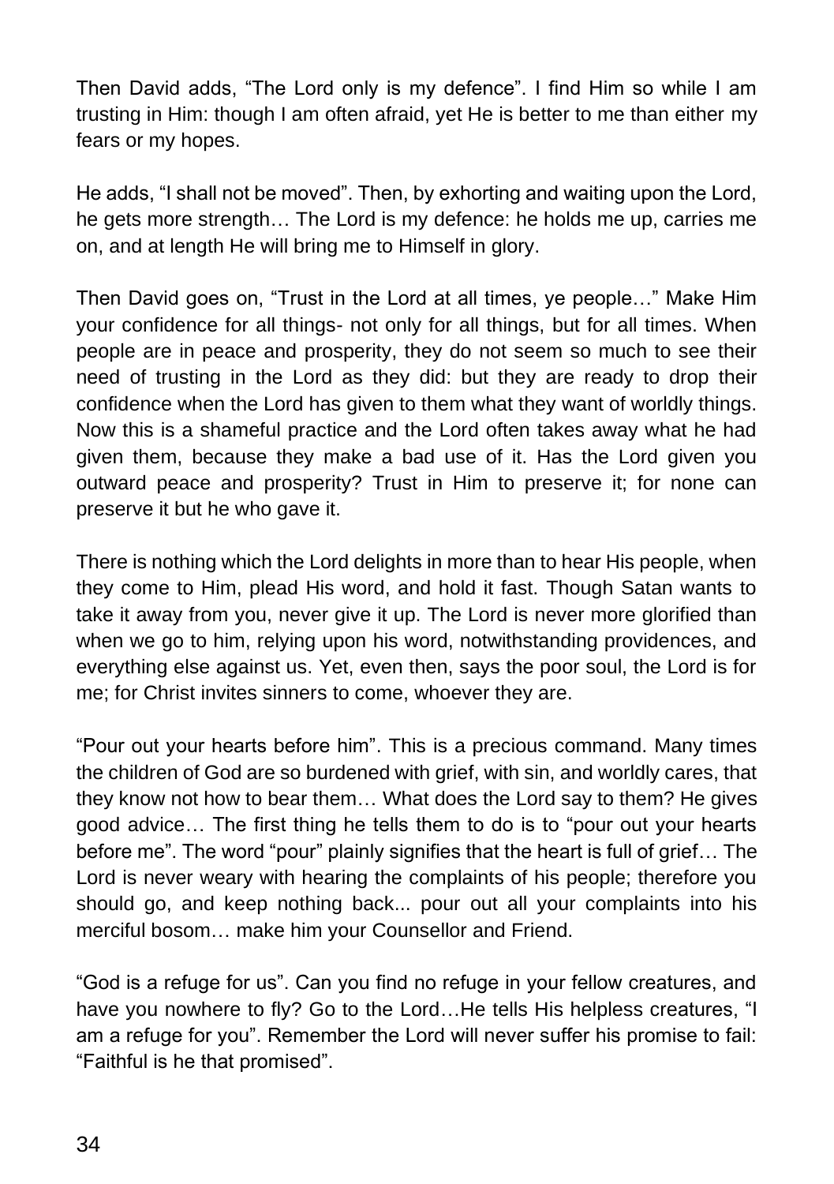Then David adds, “The Lord only is my defence”. I find Him so while I am trusting in Him: though I am often afraid, yet He is better to me than either my fears or my hopes.

He adds, “I shall not be moved”. Then, by exhorting and waiting upon the Lord, he gets more strength… The Lord is my defence: he holds me up, carries me on, and at length He will bring me to Himself in glory.

Then David goes on, “Trust in the Lord at all times, ye people…” Make Him your confidence for all things- not only for all things, but for all times. When people are in peace and prosperity, they do not seem so much to see their need of trusting in the Lord as they did: but they are ready to drop their confidence when the Lord has given to them what they want of worldly things. Now this is a shameful practice and the Lord often takes away what he had given them, because they make a bad use of it. Has the Lord given you outward peace and prosperity? Trust in Him to preserve it; for none can preserve it but he who gave it.

There is nothing which the Lord delights in more than to hear His people, when they come to Him, plead His word, and hold it fast. Though Satan wants to take it away from you, never give it up. The Lord is never more glorified than when we go to him, relying upon his word, notwithstanding providences, and everything else against us. Yet, even then, says the poor soul, the Lord is for me; for Christ invites sinners to come, whoever they are.

“Pour out your hearts before him”. This is a precious command. Many times the children of God are so burdened with grief, with sin, and worldly cares, that they know not how to bear them… What does the Lord say to them? He gives good advice… The first thing he tells them to do is to “pour out your hearts before me”. The word “pour” plainly signifies that the heart is full of grief… The Lord is never weary with hearing the complaints of his people; therefore you should go, and keep nothing back... pour out all your complaints into his merciful bosom… make him your Counsellor and Friend.

“God is a refuge for us”. Can you find no refuge in your fellow creatures, and have you nowhere to fly? Go to the Lord…He tells His helpless creatures, “I am a refuge for you”. Remember the Lord will never suffer his promise to fail: “Faithful is he that promised”.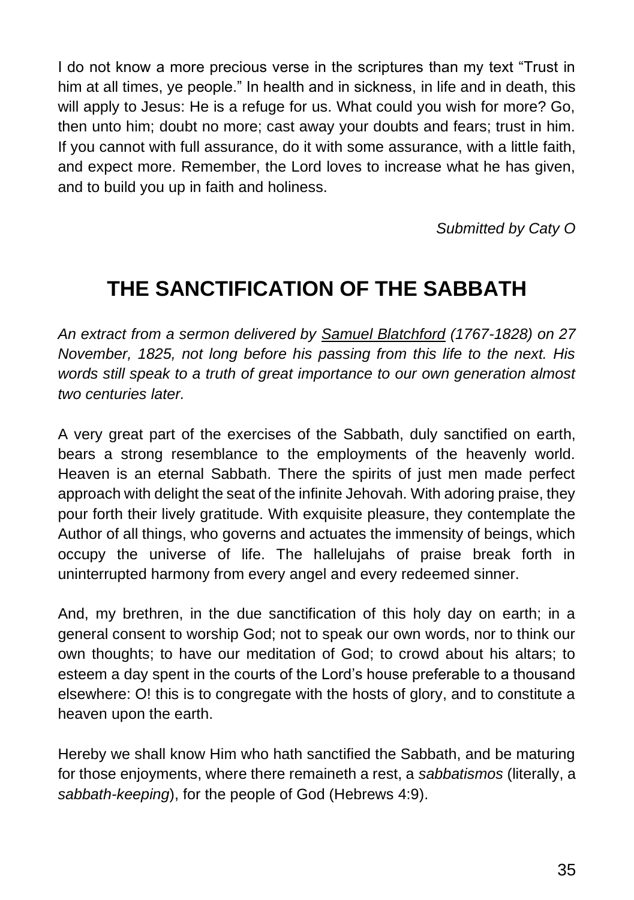I do not know a more precious verse in the scriptures than my text "Trust in him at all times, ye people." In health and in sickness, in life and in death, this will apply to Jesus: He is a refuge for us. What could you wish for more? Go, then unto him; doubt no more; cast away your doubts and fears; trust in him. If you cannot with full assurance, do it with some assurance, with a little faith, and expect more. Remember, the Lord loves to increase what he has given, and to build you up in faith and holiness.

*Submitted by Caty O*

## THE SANCTIFICATION OF THE SABBATH

*An extract from a sermon delivered by Samuel Blatchford (1767-1828) on 27 November, 1825, not long before his passing from this life to the next. His words still speak to a truth of great importance to our own generation almost two centuries later.*

A very great part of the exercises of the Sabbath, duly sanctified on earth, bears a strong resemblance to the employments of the heavenly world. Heaven is an eternal Sabbath. There the spirits of just men made perfect approach with delight the seat of the infinite Jehovah. With adoring praise, they pour forth their lively gratitude. With exquisite pleasure, they contemplate the Author of all things, who governs and actuates the immensity of beings, which occupy the universe of life. The hallelujahs of praise break forth in uninterrupted harmony from every angel and every redeemed sinner.

And, my brethren, in the due sanctification of this holy day on earth; in a general consent to worship God; not to speak our own words, nor to think our own thoughts; to have our meditation of God; to crowd about his altars; to esteem a day spent in the courts of the Lord's house preferable to a thousand elsewhere: O! this is to congregate with the hosts of glory, and to constitute a heaven upon the earth.

Hereby we shall know Him who hath sanctified the Sabbath, and be maturing for those enjoyments, where there remaineth a rest, a *sabbatismos* (literally, a *sabbath-keeping*), for the people of God (Hebrews 4:9).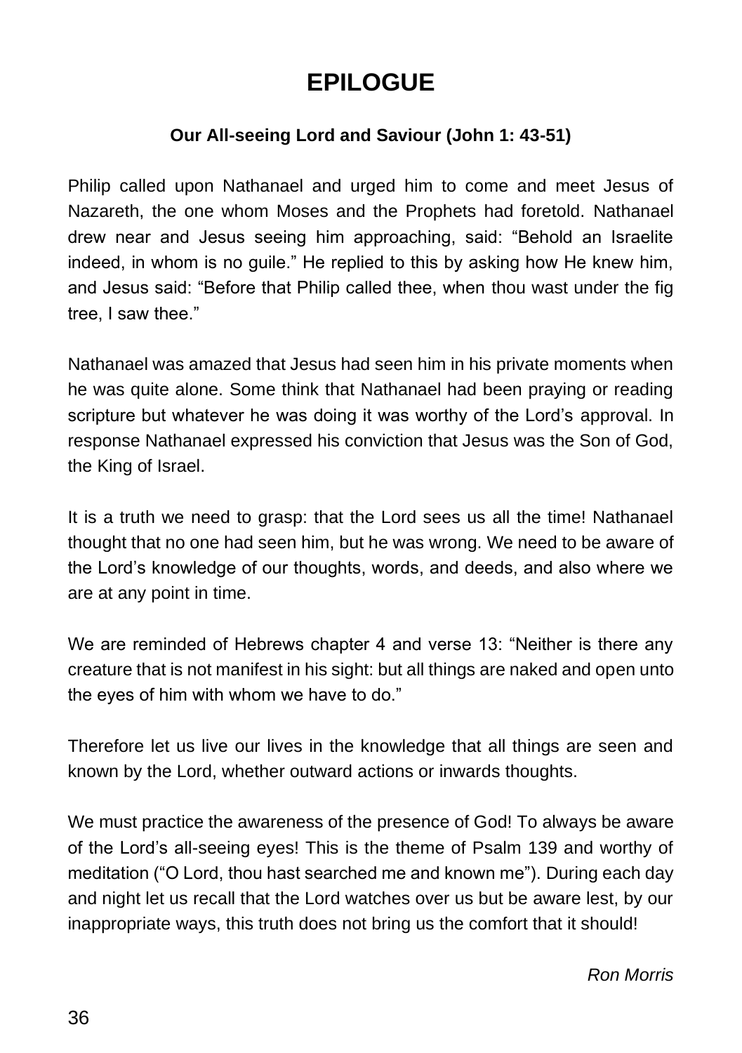# EPILOGUE

**Our All-seeing Lord and Saviour (John 1: 43-51)**

Philip called upon Nathanael and urged him to come and meet Jesus of Nazareth, the one whom Moses and the Prophets had foretold. Nathanael drew near and Jesus seeing him approaching, said: "Behold an Israelite indeed, in whom is no guile." He replied to this by asking how He knew him, and Jesus said: "Before that Philip called thee, when thou wast under the fig tree, I saw thee."

Nathanael was amazed that Jesus had seen him in his private moments when he was quite alone. Some think that Nathanael had been praying or reading scripture but whatever he was doing it was worthy of the Lord's approval. In response Nathanael expressed his conviction that Jesus was the Son of God, the King of Israel.

It is a truth we need to grasp: that the Lord sees us all the time! Nathanael thought that no one had seen him, but he was wrong. We need to be aware of the Lord's knowledge of our thoughts, words, and deeds, and also where we are at any point in time.

We are reminded of Hebrews chapter 4 and verse 13: "Neither is there any creature that is not manifest in his sight: but all things are naked and open unto the eyes of him with whom we have to do."

Therefore let us live our lives in the knowledge that all things are seen and known by the Lord, whether outward actions or inwards thoughts.

We must practice the awareness of the presence of God! To always be aware of the Lord's all-seeing eyes! This is the theme of Psalm 139 and worthy of meditation ("O Lord, thou hast searched me and known me"). During each day and night let us recall that the Lord watches over us but be aware lest, by our inappropriate ways, this truth does not bring us the comfort that it should!

*Ron Morris*